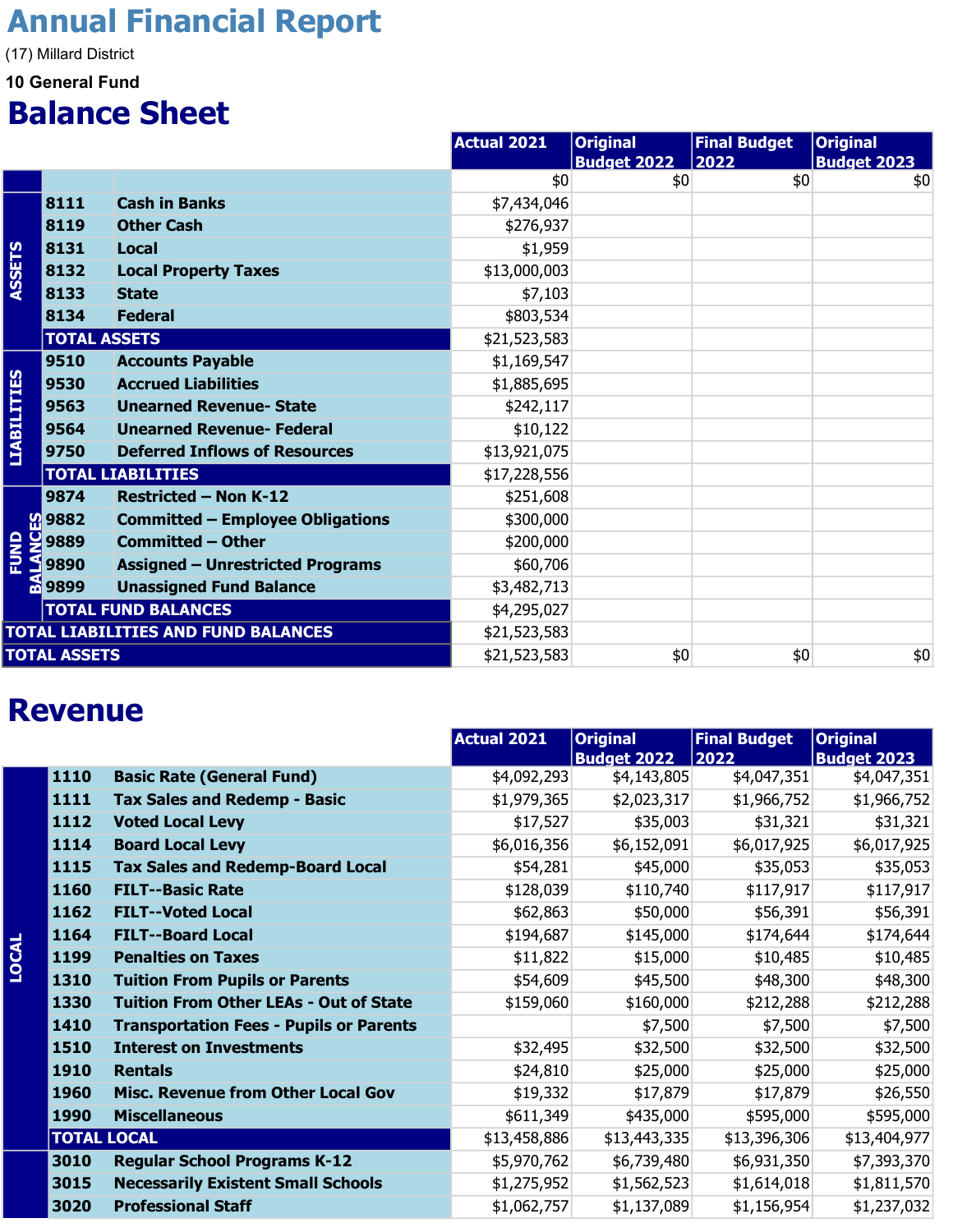# Annual Financial Report

(17) Millard District

**10 General Fund**

## Balance Sheet

| | | | Actual 2021 | Original Budget 2022 | Final Budget 2022 | Original Budget 2023 |
|---|---|---|---|---|---|---|
| | | | $0 | $0 | $0 | $0 |
| ASSETS | 8111 | Cash in Banks | $7,434,046 | | | |
| | 8119 | Other Cash | $276,937 | | | |
| | 8131 | Local | $1,959 | | | |
| | 8132 | Local Property Taxes | $13,000,003 | | | |
| | 8133 | State | $7,103 | | | |
| | 8134 | Federal | $803,534 | | | |
| | TOTAL ASSETS | | $21,523,583 | | | |
| LIABILITIES | 9510 | Accounts Payable | $1,169,547 | | | |
| | 9530 | Accrued Liabilities | $1,885,695 | | | |
| | 9563 | Unearned Revenue- State | $242,117 | | | |
| | 9564 | Unearned Revenue- Federal | $10,122 | | | |
| | 9750 | Deferred Inflows of Resources | $13,921,075 | | | |
| | TOTAL LIABILITIES | | $17,228,556 | | | |
| FUND BALANCES | 9874 | Restricted – Non K-12 | $251,608 | | | |
| | 9882 | Committed – Employee Obligations | $300,000 | | | |
| | 9889 | Committed – Other | $200,000 | | | |
| | 9890 | Assigned – Unrestricted Programs | $60,706 | | | |
| | 9899 | Unassigned Fund Balance | $3,482,713 | | | |
| | TOTAL FUND BALANCES | | $4,295,027 | | | |
| TOTAL LIABILITIES AND FUND BALANCES | | | $21,523,583 | | | |
| TOTAL ASSETS | | | $21,523,583 | $0 | $0 | $0 |

## Revenue

| | | | Actual 2021 | Original Budget 2022 | Final Budget 2022 | Original Budget 2023 |
|---|---|---|---|---|---|---|
| LOCAL | 1110 | Basic Rate (General Fund) | $4,092,293 | $4,143,805 | $4,047,351 | $4,047,351 |
| | 1111 | Tax Sales and Redemp - Basic | $1,979,365 | $2,023,317 | $1,966,752 | $1,966,752 |
| | 1112 | Voted Local Levy | $17,527 | $35,003 | $31,321 | $31,321 |
| | 1114 | Board Local Levy | $6,016,356 | $6,152,091 | $6,017,925 | $6,017,925 |
| | 1115 | Tax Sales and Redemp-Board Local | $54,281 | $45,000 | $35,053 | $35,053 |
| | 1160 | FILT--Basic Rate | $128,039 | $110,740 | $117,917 | $117,917 |
| | 1162 | FILT--Voted Local | $62,863 | $50,000 | $56,391 | $56,391 |
| | 1164 | FILT--Board Local | $194,687 | $145,000 | $174,644 | $174,644 |
| | 1199 | Penalties on Taxes | $11,822 | $15,000 | $10,485 | $10,485 |
| | 1310 | Tuition From Pupils or Parents | $54,609 | $45,500 | $48,300 | $48,300 |
| | 1330 | Tuition From Other LEAs - Out of State | $159,060 | $160,000 | $212,288 | $212,288 |
| | 1410 | Transportation Fees - Pupils or Parents | | $7,500 | $7,500 | $7,500 |
| | 1510 | Interest on Investments | $32,495 | $32,500 | $32,500 | $32,500 |
| | 1910 | Rentals | $24,810 | $25,000 | $25,000 | $25,000 |
| | 1960 | Misc. Revenue from Other Local Gov | $19,332 | $17,879 | $17,879 | $26,550 |
| | 1990 | Miscellaneous | $611,349 | $435,000 | $595,000 | $595,000 |
| | TOTAL LOCAL | | $13,458,886 | $13,443,335 | $13,396,306 | $13,404,977 |
| | 3010 | Regular School Programs K-12 | $5,970,762 | $6,739,480 | $6,931,350 | $7,393,370 |
| | 3015 | Necessarily Existent Small Schools | $1,275,952 | $1,562,523 | $1,614,018 | $1,811,570 |
| | 3020 | Professional Staff | $1,062,757 | $1,137,089 | $1,156,954 | $1,237,032 |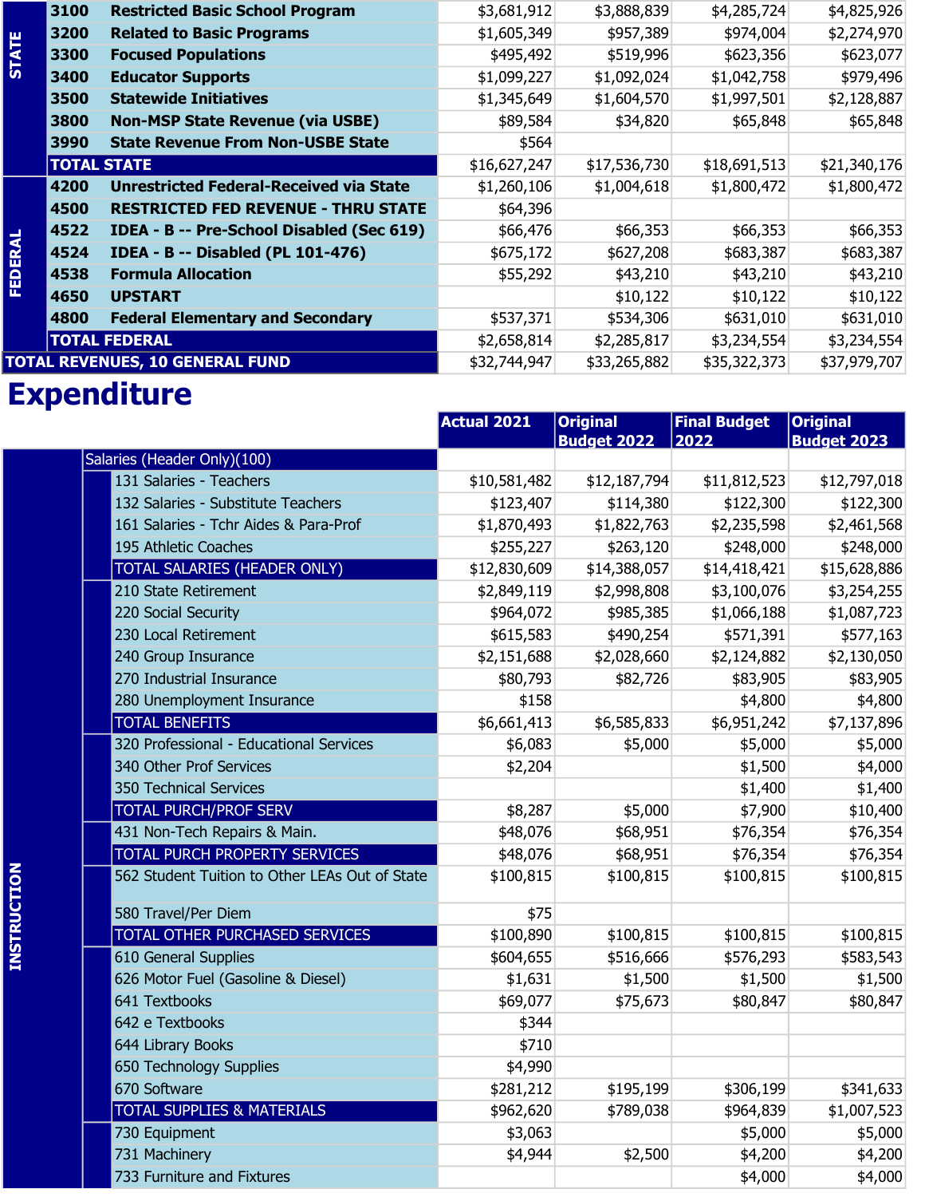| | Code | Description | | | | |
|---|---|---|---|---|---|---|
| STATE | 3100 | Restricted Basic School Program | $3,681,912 | $3,888,839 | $4,285,724 | $4,825,926 |
| | 3200 | Related to Basic Programs | $1,605,349 | $957,389 | $974,004 | $2,274,970 |
| | 3300 | Focused Populations | $495,492 | $519,996 | $623,356 | $623,077 |
| | 3400 | Educator Supports | $1,099,227 | $1,092,024 | $1,042,758 | $979,496 |
| | 3500 | Statewide Initiatives | $1,345,649 | $1,604,570 | $1,997,501 | $2,128,887 |
| | 3800 | Non-MSP State Revenue (via USBE) | $89,584 | $34,820 | $65,848 | $65,848 |
| | 3990 | State Revenue From Non-USBE State | $564 | | | |
| | **TOTAL STATE** | | $16,627,247 | $17,536,730 | $18,691,513 | $21,340,176 |
| FEDERAL | 4200 | Unrestricted Federal-Received via State | $1,260,106 | $1,004,618 | $1,800,472 | $1,800,472 |
| | 4500 | RESTRICTED FED REVENUE - THRU STATE | $64,396 | | | |
| | 4522 | IDEA - B -- Pre-School Disabled (Sec 619) | $66,476 | $66,353 | $66,353 | $66,353 |
| | 4524 | IDEA - B -- Disabled (PL 101-476) | $675,172 | $627,208 | $683,387 | $683,387 |
| | 4538 | Formula Allocation | $55,292 | $43,210 | $43,210 | $43,210 |
| | 4650 | UPSTART | | $10,122 | $10,122 | $10,122 |
| | 4800 | Federal Elementary and Secondary | $537,371 | $534,306 | $631,010 | $631,010 |
| | **TOTAL FEDERAL** | | $2,658,814 | $2,285,817 | $3,234,554 | $3,234,554 |
| **TOTAL REVENUES, 10 GENERAL FUND** | | | $32,744,947 | $33,265,882 | $35,322,373 | $37,979,707 |

# Expenditure

| | | Actual 2021 | Original Budget 2022 | Final Budget 2022 | Original Budget 2023 |
|---|---|---|---|---|---|
| INSTRUCTION | Salaries (Header Only)(100) | | | | |
| | 131 Salaries - Teachers | $10,581,482 | $12,187,794 | $11,812,523 | $12,797,018 |
| | 132 Salaries - Substitute Teachers | $123,407 | $114,380 | $122,300 | $122,300 |
| | 161 Salaries - Tchr Aides & Para-Prof | $1,870,493 | $1,822,763 | $2,235,598 | $2,461,568 |
| | 195 Athletic Coaches | $255,227 | $263,120 | $248,000 | $248,000 |
| | **TOTAL SALARIES (HEADER ONLY)** | $12,830,609 | $14,388,057 | $14,418,421 | $15,628,886 |
| | 210 State Retirement | $2,849,119 | $2,998,808 | $3,100,076 | $3,254,255 |
| | 220 Social Security | $964,072 | $985,385 | $1,066,188 | $1,087,723 |
| | 230 Local Retirement | $615,583 | $490,254 | $571,391 | $577,163 |
| | 240 Group Insurance | $2,151,688 | $2,028,660 | $2,124,882 | $2,130,050 |
| | 270 Industrial Insurance | $80,793 | $82,726 | $83,905 | $83,905 |
| | 280 Unemployment Insurance | $158 | | $4,800 | $4,800 |
| | **TOTAL BENEFITS** | $6,661,413 | $6,585,833 | $6,951,242 | $7,137,896 |
| | 320 Professional - Educational Services | $6,083 | $5,000 | $5,000 | $5,000 |
| | 340 Other Prof Services | $2,204 | | $1,500 | $4,000 |
| | 350 Technical Services | | | $1,400 | $1,400 |
| | **TOTAL PURCH/PROF SERV** | $8,287 | $5,000 | $7,900 | $10,400 |
| | 431 Non-Tech Repairs & Main. | $48,076 | $68,951 | $76,354 | $76,354 |
| | **TOTAL PURCH PROPERTY SERVICES** | $48,076 | $68,951 | $76,354 | $76,354 |
| | 562 Student Tuition to Other LEAs Out of State | $100,815 | $100,815 | $100,815 | $100,815 |
| | 580 Travel/Per Diem | $75 | | | |
| | **TOTAL OTHER PURCHASED SERVICES** | $100,890 | $100,815 | $100,815 | $100,815 |
| | 610 General Supplies | $604,655 | $516,666 | $576,293 | $583,543 |
| | 626 Motor Fuel (Gasoline & Diesel) | $1,631 | $1,500 | $1,500 | $1,500 |
| | 641 Textbooks | $69,077 | $75,673 | $80,847 | $80,847 |
| | 642 e Textbooks | $344 | | | |
| | 644 Library Books | $710 | | | |
| | 650 Technology Supplies | $4,990 | | | |
| | 670 Software | $281,212 | $195,199 | $306,199 | $341,633 |
| | **TOTAL SUPPLIES & MATERIALS** | $962,620 | $789,038 | $964,839 | $1,007,523 |
| | 730 Equipment | $3,063 | | $5,000 | $5,000 |
| | 731 Machinery | $4,944 | $2,500 | $4,200 | $4,200 |
| | 733 Furniture and Fixtures | | | $4,000 | $4,000 |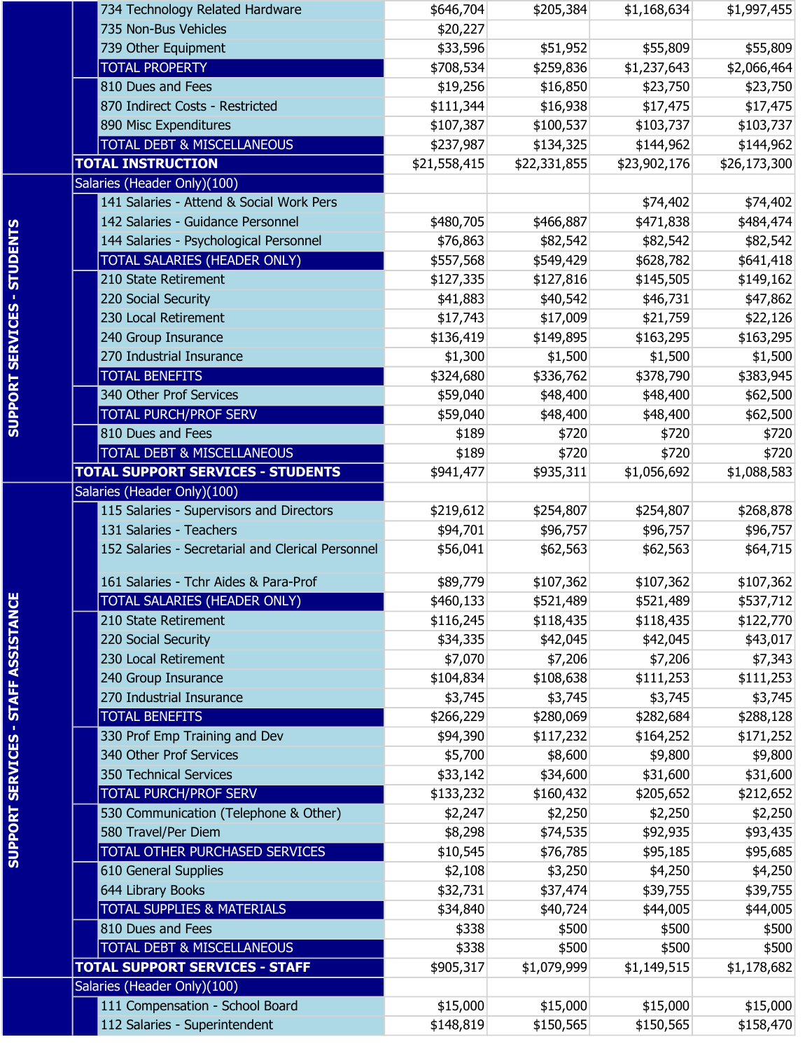| Category | Line Item | Col 1 | Col 2 | Col 3 | Col 4 |
|---|---|---|---|---|---|
| | 734 Technology Related Hardware | $646,704 | $205,384 | $1,168,634 | $1,997,455 |
| | 735 Non-Bus Vehicles | $20,227 | | | |
| | 739 Other Equipment | $33,596 | $51,952 | $55,809 | $55,809 |
| | TOTAL PROPERTY | $708,534 | $259,836 | $1,237,643 | $2,066,464 |
| | 810 Dues and Fees | $19,256 | $16,850 | $23,750 | $23,750 |
| | 870 Indirect Costs - Restricted | $111,344 | $16,938 | $17,475 | $17,475 |
| | 890 Misc Expenditures | $107,387 | $100,537 | $103,737 | $103,737 |
| | TOTAL DEBT & MISCELLANEOUS | $237,987 | $134,325 | $144,962 | $144,962 |
| | **TOTAL INSTRUCTION** | $21,558,415 | $22,331,855 | $23,902,176 | $26,173,300 |
| SUPPORT SERVICES - STUDENTS | Salaries (Header Only)(100) | | | | |
| | 141 Salaries - Attend & Social Work Pers | | | $74,402 | $74,402 |
| | 142 Salaries - Guidance Personnel | $480,705 | $466,887 | $471,838 | $484,474 |
| | 144 Salaries - Psychological Personnel | $76,863 | $82,542 | $82,542 | $82,542 |
| | TOTAL SALARIES (HEADER ONLY) | $557,568 | $549,429 | $628,782 | $641,418 |
| | 210 State Retirement | $127,335 | $127,816 | $145,505 | $149,162 |
| | 220 Social Security | $41,883 | $40,542 | $46,731 | $47,862 |
| | 230 Local Retirement | $17,743 | $17,009 | $21,759 | $22,126 |
| | 240 Group Insurance | $136,419 | $149,895 | $163,295 | $163,295 |
| | 270 Industrial Insurance | $1,300 | $1,500 | $1,500 | $1,500 |
| | TOTAL BENEFITS | $324,680 | $336,762 | $378,790 | $383,945 |
| | 340 Other Prof Services | $59,040 | $48,400 | $48,400 | $62,500 |
| | TOTAL PURCH/PROF SERV | $59,040 | $48,400 | $48,400 | $62,500 |
| | 810 Dues and Fees | $189 | $720 | $720 | $720 |
| | TOTAL DEBT & MISCELLANEOUS | $189 | $720 | $720 | $720 |
| | **TOTAL SUPPORT SERVICES - STUDENTS** | $941,477 | $935,311 | $1,056,692 | $1,088,583 |
| SUPPORT SERVICES - STAFF ASSISTANCE | Salaries (Header Only)(100) | | | | |
| | 115 Salaries - Supervisors and Directors | $219,612 | $254,807 | $254,807 | $268,878 |
| | 131 Salaries - Teachers | $94,701 | $96,757 | $96,757 | $96,757 |
| | 152 Salaries - Secretarial and Clerical Personnel | $56,041 | $62,563 | $62,563 | $64,715 |
| | 161 Salaries - Tchr Aides & Para-Prof | $89,779 | $107,362 | $107,362 | $107,362 |
| | TOTAL SALARIES (HEADER ONLY) | $460,133 | $521,489 | $521,489 | $537,712 |
| | 210 State Retirement | $116,245 | $118,435 | $118,435 | $122,770 |
| | 220 Social Security | $34,335 | $42,045 | $42,045 | $43,017 |
| | 230 Local Retirement | $7,070 | $7,206 | $7,206 | $7,343 |
| | 240 Group Insurance | $104,834 | $108,638 | $111,253 | $111,253 |
| | 270 Industrial Insurance | $3,745 | $3,745 | $3,745 | $3,745 |
| | TOTAL BENEFITS | $266,229 | $280,069 | $282,684 | $288,128 |
| | 330 Prof Emp Training and Dev | $94,390 | $117,232 | $164,252 | $171,252 |
| | 340 Other Prof Services | $5,700 | $8,600 | $9,800 | $9,800 |
| | 350 Technical Services | $33,142 | $34,600 | $31,600 | $31,600 |
| | TOTAL PURCH/PROF SERV | $133,232 | $160,432 | $205,652 | $212,652 |
| | 530 Communication (Telephone & Other) | $2,247 | $2,250 | $2,250 | $2,250 |
| | 580 Travel/Per Diem | $8,298 | $74,535 | $92,935 | $93,435 |
| | TOTAL OTHER PURCHASED SERVICES | $10,545 | $76,785 | $95,185 | $95,685 |
| | 610 General Supplies | $2,108 | $3,250 | $4,250 | $4,250 |
| | 644 Library Books | $32,731 | $37,474 | $39,755 | $39,755 |
| | TOTAL SUPPLIES & MATERIALS | $34,840 | $40,724 | $44,005 | $44,005 |
| | 810 Dues and Fees | $338 | $500 | $500 | $500 |
| | TOTAL DEBT & MISCELLANEOUS | $338 | $500 | $500 | $500 |
| | **TOTAL SUPPORT SERVICES - STAFF** | $905,317 | $1,079,999 | $1,149,515 | $1,178,682 |
| | Salaries (Header Only)(100) | | | | |
| | 111 Compensation - School Board | $15,000 | $15,000 | $15,000 | $15,000 |
| | 112 Salaries - Superintendent | $148,819 | $150,565 | $150,565 | $158,470 |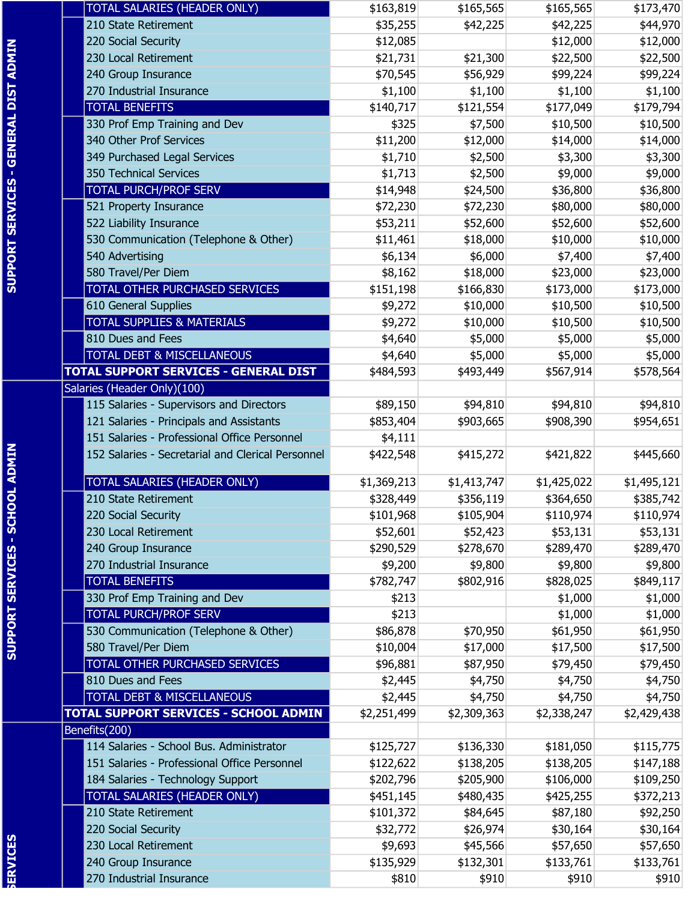| Section | Line Item | Col 1 | Col 2 | Col 3 | Col 4 |
|---|---|---|---|---|---|
| SUPPORT SERVICES - GENERAL DIST ADMIN | TOTAL SALARIES (HEADER ONLY) | $163,819 | $165,565 | $165,565 | $173,470 |
| | 210 State Retirement | $35,255 | $42,225 | $42,225 | $44,970 |
| | 220 Social Security | $12,085 | | $12,000 | $12,000 |
| | 230 Local Retirement | $21,731 | $21,300 | $22,500 | $22,500 |
| | 240 Group Insurance | $70,545 | $56,929 | $99,224 | $99,224 |
| | 270 Industrial Insurance | $1,100 | $1,100 | $1,100 | $1,100 |
| | TOTAL BENEFITS | $140,717 | $121,554 | $177,049 | $179,794 |
| | 330 Prof Emp Training and Dev | $325 | $7,500 | $10,500 | $10,500 |
| | 340 Other Prof Services | $11,200 | $12,000 | $14,000 | $14,000 |
| | 349 Purchased Legal Services | $1,710 | $2,500 | $3,300 | $3,300 |
| | 350 Technical Services | $1,713 | $2,500 | $9,000 | $9,000 |
| | TOTAL PURCH/PROF SERV | $14,948 | $24,500 | $36,800 | $36,800 |
| | 521 Property Insurance | $72,230 | $72,230 | $80,000 | $80,000 |
| | 522 Liability Insurance | $53,211 | $52,600 | $52,600 | $52,600 |
| | 530 Communication (Telephone & Other) | $11,461 | $18,000 | $10,000 | $10,000 |
| | 540 Advertising | $6,134 | $6,000 | $7,400 | $7,400 |
| | 580 Travel/Per Diem | $8,162 | $18,000 | $23,000 | $23,000 |
| | TOTAL OTHER PURCHASED SERVICES | $151,198 | $166,830 | $173,000 | $173,000 |
| | 610 General Supplies | $9,272 | $10,000 | $10,500 | $10,500 |
| | TOTAL SUPPLIES & MATERIALS | $9,272 | $10,000 | $10,500 | $10,500 |
| | 810 Dues and Fees | $4,640 | $5,000 | $5,000 | $5,000 |
| | TOTAL DEBT & MISCELLANEOUS | $4,640 | $5,000 | $5,000 | $5,000 |
| | **TOTAL SUPPORT SERVICES - GENERAL DIST** | $484,593 | $493,449 | $567,914 | $578,564 |
| SUPPORT SERVICES - SCHOOL ADMIN | Salaries (Header Only)(100) | | | | |
| | 115 Salaries - Supervisors and Directors | $89,150 | $94,810 | $94,810 | $94,810 |
| | 121 Salaries - Principals and Assistants | $853,404 | $903,665 | $908,390 | $954,651 |
| | 151 Salaries - Professional Office Personnel | $4,111 | | | |
| | 152 Salaries - Secretarial and Clerical Personnel | $422,548 | $415,272 | $421,822 | $445,660 |
| | TOTAL SALARIES (HEADER ONLY) | $1,369,213 | $1,413,747 | $1,425,022 | $1,495,121 |
| | 210 State Retirement | $328,449 | $356,119 | $364,650 | $385,742 |
| | 220 Social Security | $101,968 | $105,904 | $110,974 | $110,974 |
| | 230 Local Retirement | $52,601 | $52,423 | $53,131 | $53,131 |
| | 240 Group Insurance | $290,529 | $278,670 | $289,470 | $289,470 |
| | 270 Industrial Insurance | $9,200 | $9,800 | $9,800 | $9,800 |
| | TOTAL BENEFITS | $782,747 | $802,916 | $828,025 | $849,117 |
| | 330 Prof Emp Training and Dev | $213 | | $1,000 | $1,000 |
| | TOTAL PURCH/PROF SERV | $213 | | $1,000 | $1,000 |
| | 530 Communication (Telephone & Other) | $86,878 | $70,950 | $61,950 | $61,950 |
| | 580 Travel/Per Diem | $10,004 | $17,000 | $17,500 | $17,500 |
| | TOTAL OTHER PURCHASED SERVICES | $96,881 | $87,950 | $79,450 | $79,450 |
| | 810 Dues and Fees | $2,445 | $4,750 | $4,750 | $4,750 |
| | TOTAL DEBT & MISCELLANEOUS | $2,445 | $4,750 | $4,750 | $4,750 |
| | **TOTAL SUPPORT SERVICES - SCHOOL ADMIN** | $2,251,499 | $2,309,363 | $2,338,247 | $2,429,438 |
| SERVICES | Benefits(200) | | | | |
| | 114 Salaries - School Bus. Administrator | $125,727 | $136,330 | $181,050 | $115,775 |
| | 151 Salaries - Professional Office Personnel | $122,622 | $138,205 | $138,205 | $147,188 |
| | 184 Salaries - Technology Support | $202,796 | $205,900 | $106,000 | $109,250 |
| | TOTAL SALARIES (HEADER ONLY) | $451,145 | $480,435 | $425,255 | $372,213 |
| | 210 State Retirement | $101,372 | $84,645 | $87,180 | $92,250 |
| | 220 Social Security | $32,772 | $26,974 | $30,164 | $30,164 |
| | 230 Local Retirement | $9,693 | $45,566 | $57,650 | $57,650 |
| | 240 Group Insurance | $135,929 | $132,301 | $133,761 | $133,761 |
| | 270 Industrial Insurance | $810 | $910 | $910 | $910 |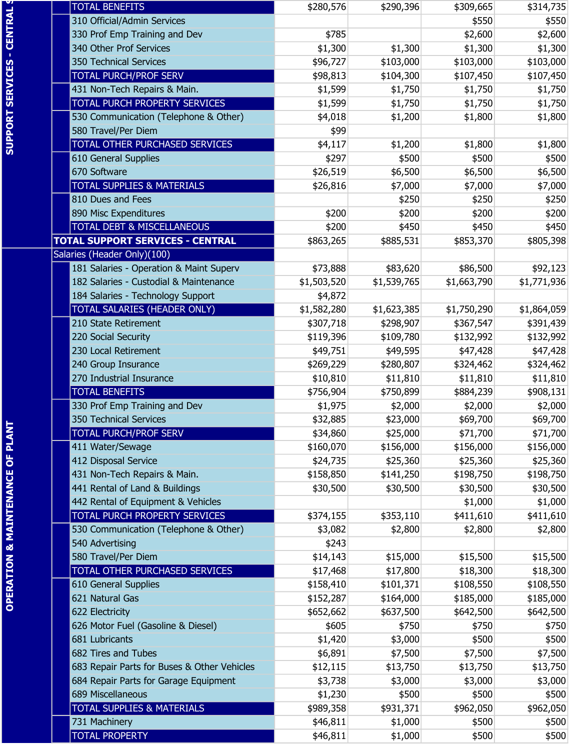| Section | Line Item | Col 1 | Col 2 | Col 3 | Col 4 |
|---|---|---|---|---|---|
| SUPPORT SERVICES - CENTRAL S | TOTAL BENEFITS | $280,576 | $290,396 | $309,665 | $314,735 |
| | 310 Official/Admin Services | | | $550 | $550 |
| | 330 Prof Emp Training and Dev | $785 | | $2,600 | $2,600 |
| | 340 Other Prof Services | $1,300 | $1,300 | $1,300 | $1,300 |
| | 350 Technical Services | $96,727 | $103,000 | $103,000 | $103,000 |
| | TOTAL PURCH/PROF SERV | $98,813 | $104,300 | $107,450 | $107,450 |
| | 431 Non-Tech Repairs & Main. | $1,599 | $1,750 | $1,750 | $1,750 |
| | TOTAL PURCH PROPERTY SERVICES | $1,599 | $1,750 | $1,750 | $1,750 |
| | 530 Communication (Telephone & Other) | $4,018 | $1,200 | $1,800 | $1,800 |
| | 580 Travel/Per Diem | $99 | | | |
| | TOTAL OTHER PURCHASED SERVICES | $4,117 | $1,200 | $1,800 | $1,800 |
| | 610 General Supplies | $297 | $500 | $500 | $500 |
| | 670 Software | $26,519 | $6,500 | $6,500 | $6,500 |
| | TOTAL SUPPLIES & MATERIALS | $26,816 | $7,000 | $7,000 | $7,000 |
| | 810 Dues and Fees | | $250 | $250 | $250 |
| | 890 Misc Expenditures | $200 | $200 | $200 | $200 |
| | TOTAL DEBT & MISCELLANEOUS | $200 | $450 | $450 | $450 |
| | **TOTAL SUPPORT SERVICES - CENTRAL** | $863,265 | $885,531 | $853,370 | $805,398 |
| OPERATION & MAINTENANCE OF PLANT | Salaries (Header Only)(100) | | | | |
| | 181 Salaries - Operation & Maint Superv | $73,888 | $83,620 | $86,500 | $92,123 |
| | 182 Salaries - Custodial & Maintenance | $1,503,520 | $1,539,765 | $1,663,790 | $1,771,936 |
| | 184 Salaries - Technology Support | $4,872 | | | |
| | TOTAL SALARIES (HEADER ONLY) | $1,582,280 | $1,623,385 | $1,750,290 | $1,864,059 |
| | 210 State Retirement | $307,718 | $298,907 | $367,547 | $391,439 |
| | 220 Social Security | $119,396 | $109,780 | $132,992 | $132,992 |
| | 230 Local Retirement | $49,751 | $49,595 | $47,428 | $47,428 |
| | 240 Group Insurance | $269,229 | $280,807 | $324,462 | $324,462 |
| | 270 Industrial Insurance | $10,810 | $11,810 | $11,810 | $11,810 |
| | TOTAL BENEFITS | $756,904 | $750,899 | $884,239 | $908,131 |
| | 330 Prof Emp Training and Dev | $1,975 | $2,000 | $2,000 | $2,000 |
| | 350 Technical Services | $32,885 | $23,000 | $69,700 | $69,700 |
| | TOTAL PURCH/PROF SERV | $34,860 | $25,000 | $71,700 | $71,700 |
| | 411 Water/Sewage | $160,070 | $156,000 | $156,000 | $156,000 |
| | 412 Disposal Service | $24,735 | $25,360 | $25,360 | $25,360 |
| | 431 Non-Tech Repairs & Main. | $158,850 | $141,250 | $198,750 | $198,750 |
| | 441 Rental of Land & Buildings | $30,500 | $30,500 | $30,500 | $30,500 |
| | 442 Rental of Equipment & Vehicles | | | $1,000 | $1,000 |
| | TOTAL PURCH PROPERTY SERVICES | $374,155 | $353,110 | $411,610 | $411,610 |
| | 530 Communication (Telephone & Other) | $3,082 | $2,800 | $2,800 | $2,800 |
| | 540 Advertising | $243 | | | |
| | 580 Travel/Per Diem | $14,143 | $15,000 | $15,500 | $15,500 |
| | TOTAL OTHER PURCHASED SERVICES | $17,468 | $17,800 | $18,300 | $18,300 |
| | 610 General Supplies | $158,410 | $101,371 | $108,550 | $108,550 |
| | 621 Natural Gas | $152,287 | $164,000 | $185,000 | $185,000 |
| | 622 Electricity | $652,662 | $637,500 | $642,500 | $642,500 |
| | 626 Motor Fuel (Gasoline & Diesel) | $605 | $750 | $750 | $750 |
| | 681 Lubricants | $1,420 | $3,000 | $500 | $500 |
| | 682 Tires and Tubes | $6,891 | $7,500 | $7,500 | $7,500 |
| | 683 Repair Parts for Buses & Other Vehicles | $12,115 | $13,750 | $13,750 | $13,750 |
| | 684 Repair Parts for Garage Equipment | $3,738 | $3,000 | $3,000 | $3,000 |
| | 689 Miscellaneous | $1,230 | $500 | $500 | $500 |
| | TOTAL SUPPLIES & MATERIALS | $989,358 | $931,371 | $962,050 | $962,050 |
| | 731 Machinery | $46,811 | $1,000 | $500 | $500 |
| | TOTAL PROPERTY | $46,811 | $1,000 | $500 | $500 |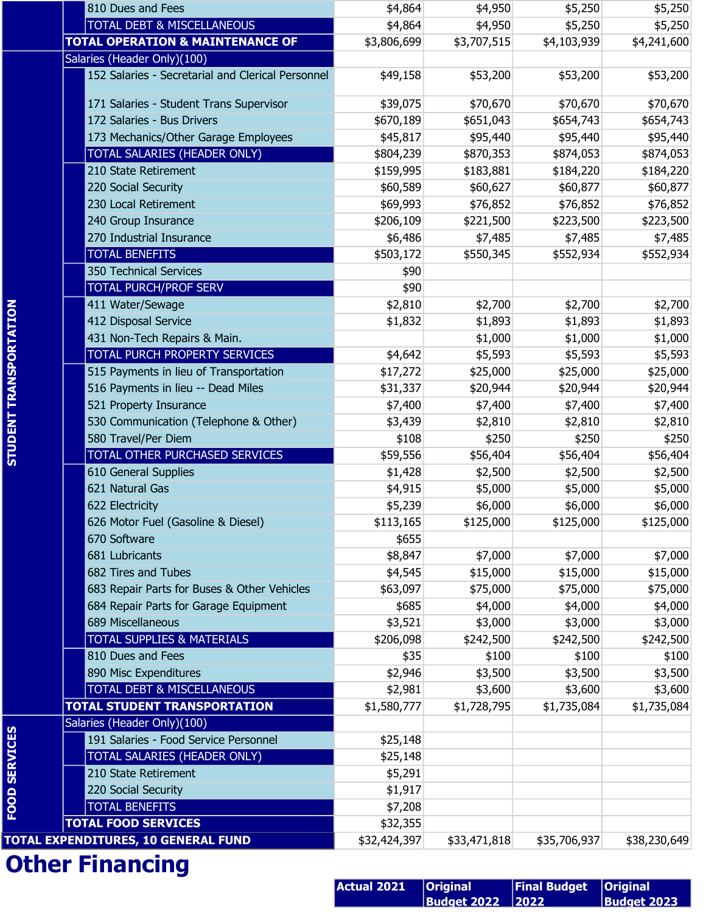| | | | | | |
|---|---|---|---|---|---|
| | 810 Dues and Fees | $4,864 | $4,950 | $5,250 | $5,250 |
| | TOTAL DEBT & MISCELLANEOUS | $4,864 | $4,950 | $5,250 | $5,250 |
| | **TOTAL OPERATION & MAINTENANCE OF** | $3,806,699 | $3,707,515 | $4,103,939 | $4,241,600 |
| **STUDENT TRANSPORTATION** | Salaries (Header Only)(100) | | | | |
| | 152 Salaries - Secretarial and Clerical Personnel | $49,158 | $53,200 | $53,200 | $53,200 |
| | 171 Salaries - Student Trans Supervisor | $39,075 | $70,670 | $70,670 | $70,670 |
| | 172 Salaries - Bus Drivers | $670,189 | $651,043 | $654,743 | $654,743 |
| | 173 Mechanics/Other Garage Employees | $45,817 | $95,440 | $95,440 | $95,440 |
| | TOTAL SALARIES (HEADER ONLY) | $804,239 | $870,353 | $874,053 | $874,053 |
| | 210 State Retirement | $159,995 | $183,881 | $184,220 | $184,220 |
| | 220 Social Security | $60,589 | $60,627 | $60,877 | $60,877 |
| | 230 Local Retirement | $69,993 | $76,852 | $76,852 | $76,852 |
| | 240 Group Insurance | $206,109 | $221,500 | $223,500 | $223,500 |
| | 270 Industrial Insurance | $6,486 | $7,485 | $7,485 | $7,485 |
| | TOTAL BENEFITS | $503,172 | $550,345 | $552,934 | $552,934 |
| | 350 Technical Services | $90 | | | |
| | TOTAL PURCH/PROF SERV | $90 | | | |
| | 411 Water/Sewage | $2,810 | $2,700 | $2,700 | $2,700 |
| | 412 Disposal Service | $1,832 | $1,893 | $1,893 | $1,893 |
| | 431 Non-Tech Repairs & Main. | | $1,000 | $1,000 | $1,000 |
| | TOTAL PURCH PROPERTY SERVICES | $4,642 | $5,593 | $5,593 | $5,593 |
| | 515 Payments in lieu of Transportation | $17,272 | $25,000 | $25,000 | $25,000 |
| | 516 Payments in lieu -- Dead Miles | $31,337 | $20,944 | $20,944 | $20,944 |
| | 521 Property Insurance | $7,400 | $7,400 | $7,400 | $7,400 |
| | 530 Communication (Telephone & Other) | $3,439 | $2,810 | $2,810 | $2,810 |
| | 580 Travel/Per Diem | $108 | $250 | $250 | $250 |
| | TOTAL OTHER PURCHASED SERVICES | $59,556 | $56,404 | $56,404 | $56,404 |
| | 610 General Supplies | $1,428 | $2,500 | $2,500 | $2,500 |
| | 621 Natural Gas | $4,915 | $5,000 | $5,000 | $5,000 |
| | 622 Electricity | $5,239 | $6,000 | $6,000 | $6,000 |
| | 626 Motor Fuel (Gasoline & Diesel) | $113,165 | $125,000 | $125,000 | $125,000 |
| | 670 Software | $655 | | | |
| | 681 Lubricants | $8,847 | $7,000 | $7,000 | $7,000 |
| | 682 Tires and Tubes | $4,545 | $15,000 | $15,000 | $15,000 |
| | 683 Repair Parts for Buses & Other Vehicles | $63,097 | $75,000 | $75,000 | $75,000 |
| | 684 Repair Parts for Garage Equipment | $685 | $4,000 | $4,000 | $4,000 |
| | 689 Miscellaneous | $3,521 | $3,000 | $3,000 | $3,000 |
| | TOTAL SUPPLIES & MATERIALS | $206,098 | $242,500 | $242,500 | $242,500 |
| | 810 Dues and Fees | $35 | $100 | $100 | $100 |
| | 890 Misc Expenditures | $2,946 | $3,500 | $3,500 | $3,500 |
| | TOTAL DEBT & MISCELLANEOUS | $2,981 | $3,600 | $3,600 | $3,600 |
| | **TOTAL STUDENT TRANSPORTATION** | $1,580,777 | $1,728,795 | $1,735,084 | $1,735,084 |
| **FOOD SERVICES** | Salaries (Header Only)(100) | | | | |
| | 191 Salaries - Food Service Personnel | $25,148 | | | |
| | TOTAL SALARIES (HEADER ONLY) | $25,148 | | | |
| | 210 State Retirement | $5,291 | | | |
| | 220 Social Security | $1,917 | | | |
| | TOTAL BENEFITS | $7,208 | | | |
| | **TOTAL FOOD SERVICES** | $32,355 | | | |
| **TOTAL EXPENDITURES, 10 GENERAL FUND** | | $32,424,397 | $33,471,818 | $35,706,937 | $38,230,649 |

# Other Financing

| | Actual 2021 | Original Budget 2022 | Final Budget 2022 | Original Budget 2023 |
|---|---|---|---|---|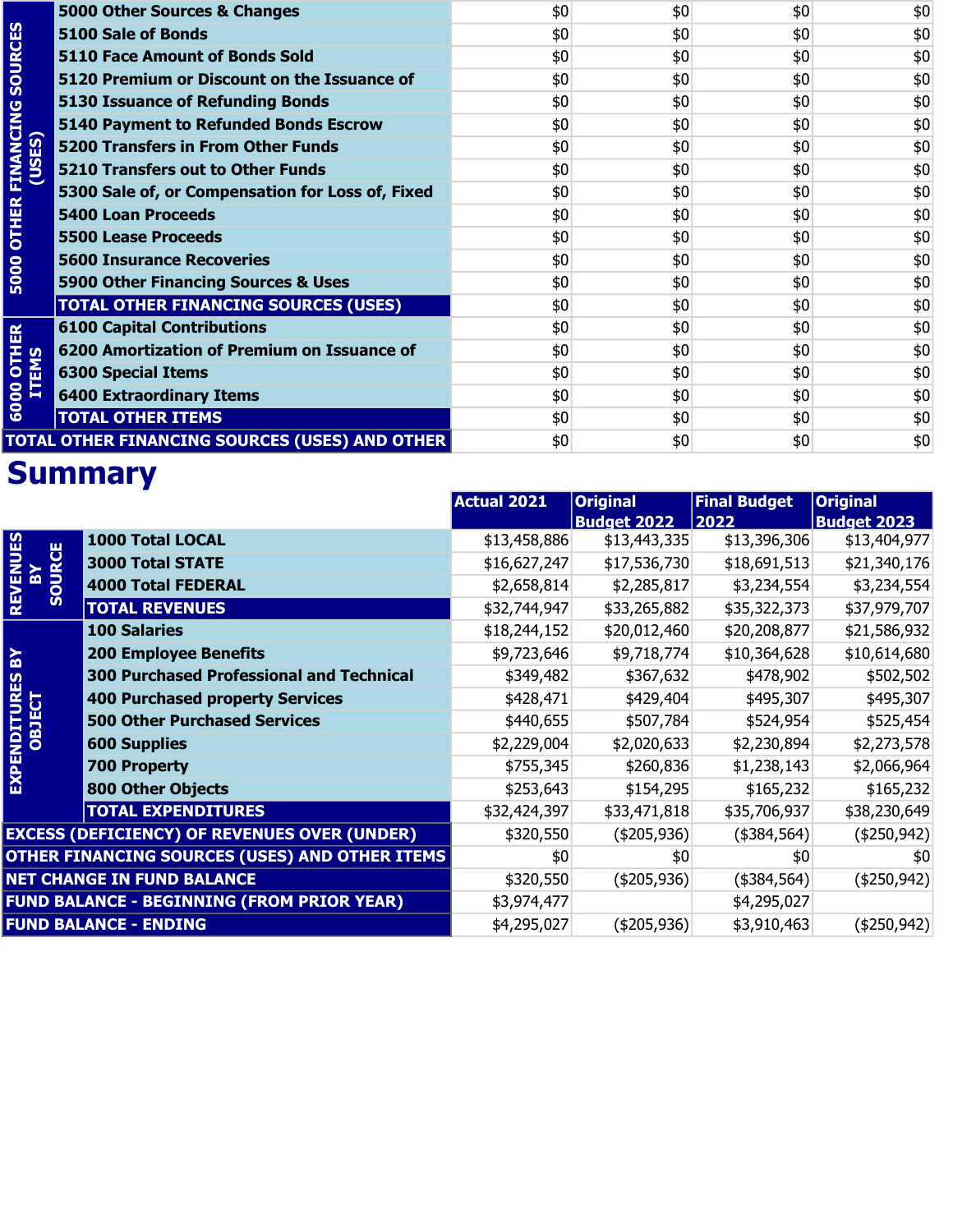| | | | | | |
|---|---|---|---|---|---|
| 5000 OTHER FINANCING SOURCES (USES) | 5000 Other Sources & Changes | $0 | $0 | $0 | $0 |
| | 5100 Sale of Bonds | $0 | $0 | $0 | $0 |
| | 5110 Face Amount of Bonds Sold | $0 | $0 | $0 | $0 |
| | 5120 Premium or Discount on the Issuance of | $0 | $0 | $0 | $0 |
| | 5130 Issuance of Refunding Bonds | $0 | $0 | $0 | $0 |
| | 5140 Payment to Refunded Bonds Escrow | $0 | $0 | $0 | $0 |
| | 5200 Transfers in From Other Funds | $0 | $0 | $0 | $0 |
| | 5210 Transfers out to Other Funds | $0 | $0 | $0 | $0 |
| | 5300 Sale of, or Compensation for Loss of, Fixed | $0 | $0 | $0 | $0 |
| | 5400 Loan Proceeds | $0 | $0 | $0 | $0 |
| | 5500 Lease Proceeds | $0 | $0 | $0 | $0 |
| | 5600 Insurance Recoveries | $0 | $0 | $0 | $0 |
| | 5900 Other Financing Sources & Uses | $0 | $0 | $0 | $0 |
| | **TOTAL OTHER FINANCING SOURCES (USES)** | $0 | $0 | $0 | $0 |
| 6000 OTHER ITEMS | 6100 Capital Contributions | $0 | $0 | $0 | $0 |
| | 6200 Amortization of Premium on Issuance of | $0 | $0 | $0 | $0 |
| | 6300 Special Items | $0 | $0 | $0 | $0 |
| | 6400 Extraordinary Items | $0 | $0 | $0 | $0 |
| | **TOTAL OTHER ITEMS** | $0 | $0 | $0 | $0 |
| **TOTAL OTHER FINANCING SOURCES (USES) AND OTHER** | | $0 | $0 | $0 | $0 |

# Summary

| | | Actual 2021 | Original Budget 2022 | Final Budget 2022 | Original Budget 2023 |
|---|---|---|---|---|---|
| REVENUES BY SOURCE | 1000 Total LOCAL | $13,458,886 | $13,443,335 | $13,396,306 | $13,404,977 |
| | 3000 Total STATE | $16,627,247 | $17,536,730 | $18,691,513 | $21,340,176 |
| | 4000 Total FEDERAL | $2,658,814 | $2,285,817 | $3,234,554 | $3,234,554 |
| | **TOTAL REVENUES** | $32,744,947 | $33,265,882 | $35,322,373 | $37,979,707 |
| EXPENDITURES BY OBJECT | 100 Salaries | $18,244,152 | $20,012,460 | $20,208,877 | $21,586,932 |
| | 200 Employee Benefits | $9,723,646 | $9,718,774 | $10,364,628 | $10,614,680 |
| | 300 Purchased Professional and Technical | $349,482 | $367,632 | $478,902 | $502,502 |
| | 400 Purchased property Services | $428,471 | $429,404 | $495,307 | $495,307 |
| | 500 Other Purchased Services | $440,655 | $507,784 | $524,954 | $525,454 |
| | 600 Supplies | $2,229,004 | $2,020,633 | $2,230,894 | $2,273,578 |
| | 700 Property | $755,345 | $260,836 | $1,238,143 | $2,066,964 |
| | 800 Other Objects | $253,643 | $154,295 | $165,232 | $165,232 |
| | **TOTAL EXPENDITURES** | $32,424,397 | $33,471,818 | $35,706,937 | $38,230,649 |
| **EXCESS (DEFICIENCY) OF REVENUES OVER (UNDER)** | | $320,550 | ($205,936) | ($384,564) | ($250,942) |
| **OTHER FINANCING SOURCES (USES) AND OTHER ITEMS** | | $0 | $0 | $0 | $0 |
| **NET CHANGE IN FUND BALANCE** | | $320,550 | ($205,936) | ($384,564) | ($250,942) |
| **FUND BALANCE - BEGINNING (FROM PRIOR YEAR)** | | $3,974,477 | | $4,295,027 | |
| **FUND BALANCE - ENDING** | | $4,295,027 | ($205,936) | $3,910,463 | ($250,942) |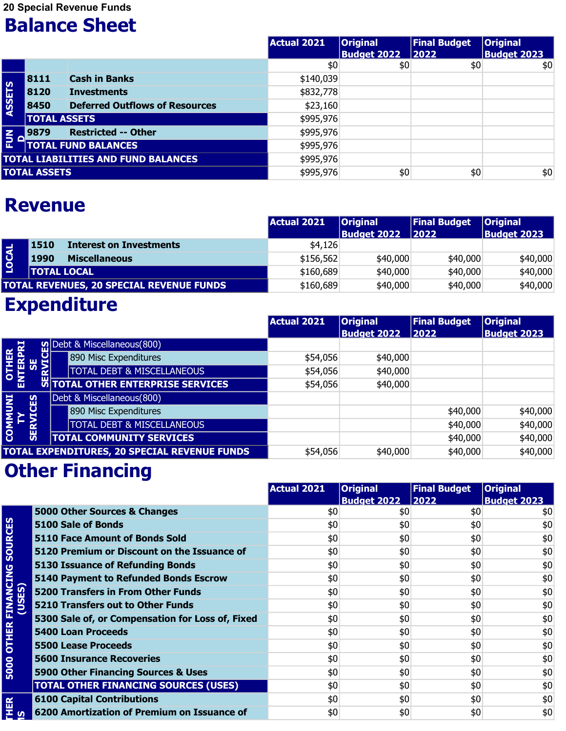20 Special Revenue Funds

# Balance Sheet

| | | | Actual 2021 | Original Budget 2022 | Final Budget 2022 | Original Budget 2023 |
|---|---|---|---|---|---|---|
| | | | $0 | $0 | $0 | $0 |
| ASSETS | 8111 | Cash in Banks | $140,039 | | | |
| | 8120 | Investments | $832,778 | | | |
| | 8450 | Deferred Outflows of Resources | $23,160 | | | |
| | TOTAL ASSETS | | $995,976 | | | |
| FUND | 9879 | Restricted -- Other | $995,976 | | | |
| | TOTAL FUND BALANCES | | $995,976 | | | |
| TOTAL LIABILITIES AND FUND BALANCES | | | $995,976 | | | |
| TOTAL ASSETS | | | $995,976 | $0 | $0 | $0 |

# Revenue

| | | | Actual 2021 | Original Budget 2022 | Final Budget 2022 | Original Budget 2023 |
|---|---|---|---|---|---|---|
| LOCAL | 1510 | Interest on Investments | $4,126 | | | |
| | 1990 | Miscellaneous | $156,562 | $40,000 | $40,000 | $40,000 |
| | TOTAL LOCAL | | $160,689 | $40,000 | $40,000 | $40,000 |
| TOTAL REVENUES, 20 SPECIAL REVENUE FUNDS | | | $160,689 | $40,000 | $40,000 | $40,000 |

# Expenditure

| | | Actual 2021 | Original Budget 2022 | Final Budget 2022 | Original Budget 2023 |
|---|---|---|---|---|---|
| OTHER ENTERPRISE SERVICES | Debt & Miscellaneous(800) | | | | |
| | 890 Misc Expenditures | $54,056 | $40,000 | | |
| | TOTAL DEBT & MISCELLANEOUS | $54,056 | $40,000 | | |
| | TOTAL OTHER ENTERPRISE SERVICES | $54,056 | $40,000 | | |
| COMMUNITY SERVICES | Debt & Miscellaneous(800) | | | | |
| | 890 Misc Expenditures | | | $40,000 | $40,000 |
| | TOTAL DEBT & MISCELLANEOUS | | | $40,000 | $40,000 |
| | TOTAL COMMUNITY SERVICES | | | $40,000 | $40,000 |
| TOTAL EXPENDITURES, 20 SPECIAL REVENUE FUNDS | | $54,056 | $40,000 | $40,000 | $40,000 |

# Other Financing

| | | Actual 2021 | Original Budget 2022 | Final Budget 2022 | Original Budget 2023 |
|---|---|---|---|---|---|
| 5000 OTHER FINANCING SOURCES (USES) | 5000 Other Sources & Changes | $0 | $0 | $0 | $0 |
| | 5100 Sale of Bonds | $0 | $0 | $0 | $0 |
| | 5110 Face Amount of Bonds Sold | $0 | $0 | $0 | $0 |
| | 5120 Premium or Discount on the Issuance of | $0 | $0 | $0 | $0 |
| | 5130 Issuance of Refunding Bonds | $0 | $0 | $0 | $0 |
| | 5140 Payment to Refunded Bonds Escrow | $0 | $0 | $0 | $0 |
| | 5200 Transfers in From Other Funds | $0 | $0 | $0 | $0 |
| | 5210 Transfers out to Other Funds | $0 | $0 | $0 | $0 |
| | 5300 Sale of, or Compensation for Loss of, Fixed | $0 | $0 | $0 | $0 |
| | 5400 Loan Proceeds | $0 | $0 | $0 | $0 |
| | 5500 Lease Proceeds | $0 | $0 | $0 | $0 |
| | 5600 Insurance Recoveries | $0 | $0 | $0 | $0 |
| | 5900 Other Financing Sources & Uses | $0 | $0 | $0 | $0 |
| | TOTAL OTHER FINANCING SOURCES (USES) | $0 | $0 | $0 | $0 |
| THER ...S | 6100 Capital Contributions | $0 | $0 | $0 | $0 |
| | 6200 Amortization of Premium on Issuance of | $0 | $0 | $0 | $0 |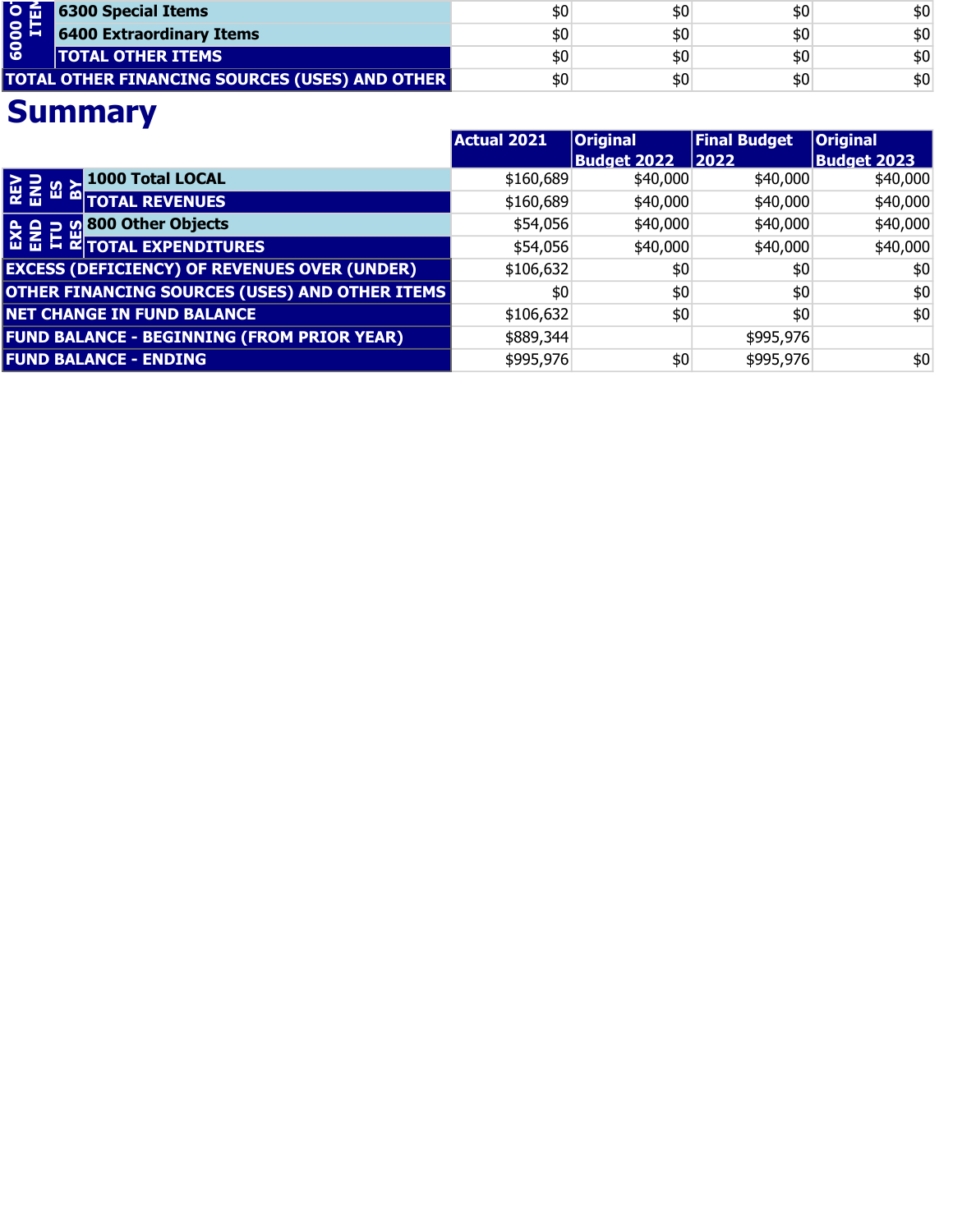| | | | | | |
|---|---|---|---|---|---|
| 6000 OTHER ITEMS | 6300 Special Items | $0 | $0 | $0 | $0 |
| | 6400 Extraordinary Items | $0 | $0 | $0 | $0 |
| | TOTAL OTHER ITEMS | $0 | $0 | $0 | $0 |
| TOTAL OTHER FINANCING SOURCES (USES) AND OTHER | | $0 | $0 | $0 | $0 |

# Summary

| | | Actual 2021 | Original Budget 2022 | Final Budget 2022 | Original Budget 2023 |
|---|---|---|---|---|---|
| REVENUES BY | 1000 Total LOCAL | $160,689 | $40,000 | $40,000 | $40,000 |
| | TOTAL REVENUES | $160,689 | $40,000 | $40,000 | $40,000 |
| EXPENDITURES | 800 Other Objects | $54,056 | $40,000 | $40,000 | $40,000 |
| | TOTAL EXPENDITURES | $54,056 | $40,000 | $40,000 | $40,000 |
| EXCESS (DEFICIENCY) OF REVENUES OVER (UNDER) | | $106,632 | $0 | $0 | $0 |
| OTHER FINANCING SOURCES (USES) AND OTHER ITEMS | | $0 | $0 | $0 | $0 |
| NET CHANGE IN FUND BALANCE | | $106,632 | $0 | $0 | $0 |
| FUND BALANCE - BEGINNING (FROM PRIOR YEAR) | | $889,344 | | $995,976 | |
| FUND BALANCE - ENDING | | $995,976 | $0 | $995,976 | $0 |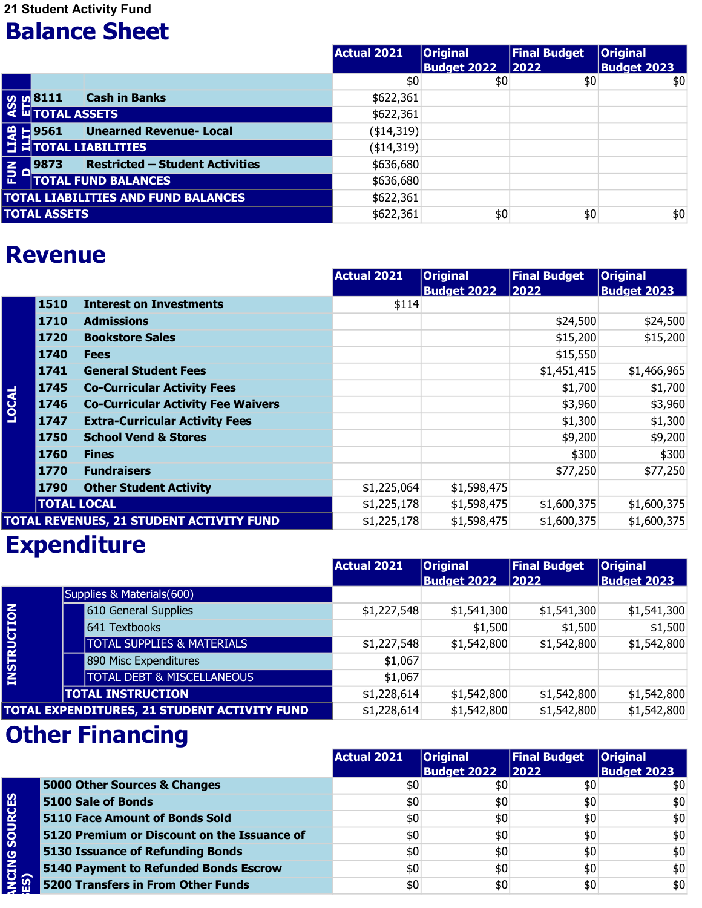21 Student Activity Fund

# Balance Sheet

| | | | Actual 2021 | Original Budget 2022 | Final Budget 2022 | Original Budget 2023 |
|---|---|---|---|---|---|---|
| | | | $0 | $0 | $0 | $0 |
| ASSETS | 8111 | Cash in Banks | $622,361 | | | |
| | TOTAL ASSETS | | $622,361 | | | |
| LIABILITIES | 9561 | Unearned Revenue- Local | ($14,319) | | | |
| | TOTAL LIABILITIES | | ($14,319) | | | |
| FUND | 9873 | Restricted – Student Activities | $636,680 | | | |
| | TOTAL FUND BALANCES | | $636,680 | | | |
| TOTAL LIABILITIES AND FUND BALANCES | | | $622,361 | | | |
| TOTAL ASSETS | | | $622,361 | $0 | $0 | $0 |

# Revenue

| | | | Actual 2021 | Original Budget 2022 | Final Budget 2022 | Original Budget 2023 |
|---|---|---|---|---|---|---|
| LOCAL | 1510 | Interest on Investments | $114 | | | |
| | 1710 | Admissions | | | $24,500 | $24,500 |
| | 1720 | Bookstore Sales | | | $15,200 | $15,200 |
| | 1740 | Fees | | | $15,550 | |
| | 1741 | General Student Fees | | | $1,451,415 | $1,466,965 |
| | 1745 | Co-Curricular Activity Fees | | | $1,700 | $1,700 |
| | 1746 | Co-Curricular Activity Fee Waivers | | | $3,960 | $3,960 |
| | 1747 | Extra-Curricular Activity Fees | | | $1,300 | $1,300 |
| | 1750 | School Vend & Stores | | | $9,200 | $9,200 |
| | 1760 | Fines | | | $300 | $300 |
| | 1770 | Fundraisers | | | $77,250 | $77,250 |
| | 1790 | Other Student Activity | $1,225,064 | $1,598,475 | | |
| | TOTAL LOCAL | | $1,225,178 | $1,598,475 | $1,600,375 | $1,600,375 |
| TOTAL REVENUES, 21 STUDENT ACTIVITY FUND | | | $1,225,178 | $1,598,475 | $1,600,375 | $1,600,375 |

# Expenditure

| | | | Actual 2021 | Original Budget 2022 | Final Budget 2022 | Original Budget 2023 |
|---|---|---|---|---|---|---|
| INSTRUCTION | Supplies & Materials(600) | | | | | |
| | | 610 General Supplies | $1,227,548 | $1,541,300 | $1,541,300 | $1,541,300 |
| | | 641 Textbooks | | $1,500 | $1,500 | $1,500 |
| | | TOTAL SUPPLIES & MATERIALS | $1,227,548 | $1,542,800 | $1,542,800 | $1,542,800 |
| | | 890 Misc Expenditures | $1,067 | | | |
| | | TOTAL DEBT & MISCELLANEOUS | $1,067 | | | |
| | TOTAL INSTRUCTION | | $1,228,614 | $1,542,800 | $1,542,800 | $1,542,800 |
| TOTAL EXPENDITURES, 21 STUDENT ACTIVITY FUND | | | $1,228,614 | $1,542,800 | $1,542,800 | $1,542,800 |

# Other Financing

| | | Actual 2021 | Original Budget 2022 | Final Budget 2022 | Original Budget 2023 |
|---|---|---|---|---|---|
| ...ANCING SOURCES ...ES) | 5000 Other Sources & Changes | $0 | $0 | $0 | $0 |
| | 5100 Sale of Bonds | $0 | $0 | $0 | $0 |
| | 5110 Face Amount of Bonds Sold | $0 | $0 | $0 | $0 |
| | 5120 Premium or Discount on the Issuance of | $0 | $0 | $0 | $0 |
| | 5130 Issuance of Refunding Bonds | $0 | $0 | $0 | $0 |
| | 5140 Payment to Refunded Bonds Escrow | $0 | $0 | $0 | $0 |
| | 5200 Transfers in From Other Funds | $0 | $0 | $0 | $0 |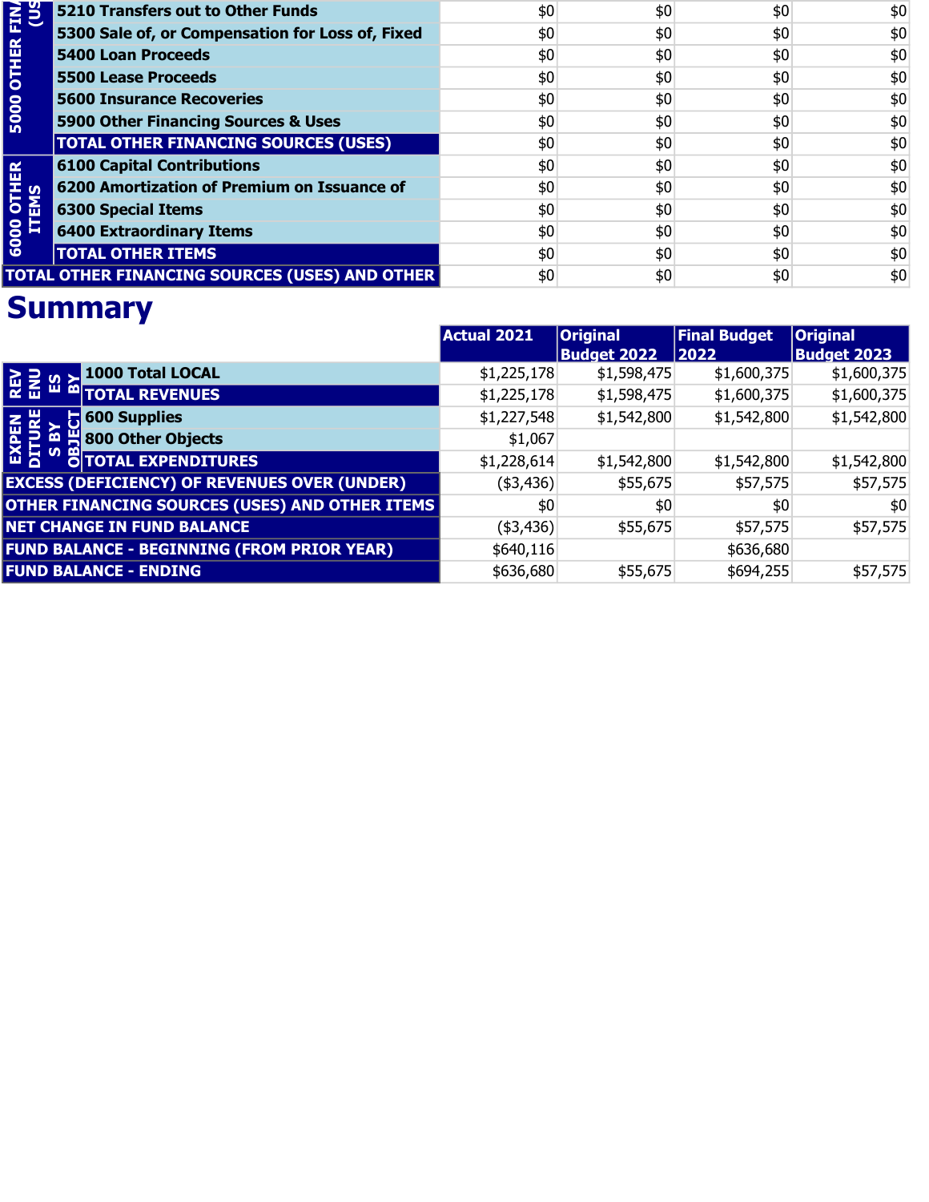| | | | | | |
|---|---|---|---|---|---|
| 5000 OTHER FINANCING SOURCES (USES) | 5210 Transfers out to Other Funds | $0 | $0 | $0 | $0 |
| | 5300 Sale of, or Compensation for Loss of, Fixed | $0 | $0 | $0 | $0 |
| | 5400 Loan Proceeds | $0 | $0 | $0 | $0 |
| | 5500 Lease Proceeds | $0 | $0 | $0 | $0 |
| | 5600 Insurance Recoveries | $0 | $0 | $0 | $0 |
| | 5900 Other Financing Sources & Uses | $0 | $0 | $0 | $0 |
| | **TOTAL OTHER FINANCING SOURCES (USES)** | $0 | $0 | $0 | $0 |
| 6000 OTHER ITEMS | 6100 Capital Contributions | $0 | $0 | $0 | $0 |
| | 6200 Amortization of Premium on Issuance of | $0 | $0 | $0 | $0 |
| | 6300 Special Items | $0 | $0 | $0 | $0 |
| | 6400 Extraordinary Items | $0 | $0 | $0 | $0 |
| | **TOTAL OTHER ITEMS** | $0 | $0 | $0 | $0 |
| **TOTAL OTHER FINANCING SOURCES (USES) AND OTHER** | | $0 | $0 | $0 | $0 |

# Summary

| | | Actual 2021 | Original Budget 2022 | Final Budget 2022 | Original Budget 2023 |
|---|---|---|---|---|---|
| REVENUES BY | 1000 Total LOCAL | $1,225,178 | $1,598,475 | $1,600,375 | $1,600,375 |
| | **TOTAL REVENUES** | $1,225,178 | $1,598,475 | $1,600,375 | $1,600,375 |
| EXPENDITURES BY OBJECT | 600 Supplies | $1,227,548 | $1,542,800 | $1,542,800 | $1,542,800 |
| | 800 Other Objects | $1,067 | | | |
| | **TOTAL EXPENDITURES** | $1,228,614 | $1,542,800 | $1,542,800 | $1,542,800 |
| **EXCESS (DEFICIENCY) OF REVENUES OVER (UNDER)** | | ($3,436) | $55,675 | $57,575 | $57,575 |
| **OTHER FINANCING SOURCES (USES) AND OTHER ITEMS** | | $0 | $0 | $0 | $0 |
| **NET CHANGE IN FUND BALANCE** | | ($3,436) | $55,675 | $57,575 | $57,575 |
| **FUND BALANCE - BEGINNING (FROM PRIOR YEAR)** | | $640,116 | | $636,680 | |
| **FUND BALANCE - ENDING** | | $636,680 | $55,675 | $694,255 | $57,575 |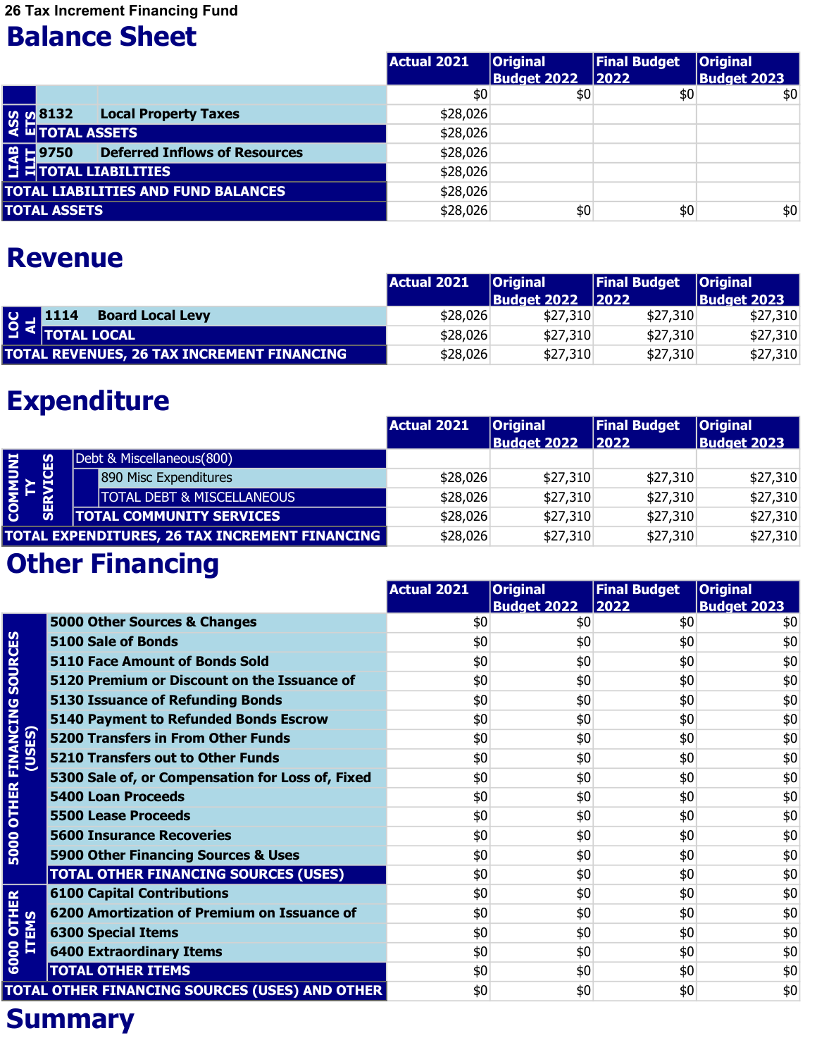26 Tax Increment Financing Fund

# Balance Sheet

| | | | Actual 2021 | Original Budget 2022 | Final Budget 2022 | Original Budget 2023 |
|---|---|---|---|---|---|---|
| | | | $0 | $0 | $0 | $0 |
| ASSETS | 8132 | Local Property Taxes | $28,026 | | | |
| | TOTAL ASSETS | | $28,026 | | | |
| LIABILITIES | 9750 | Deferred Inflows of Resources | $28,026 | | | |
| | TOTAL LIABILITIES | | $28,026 | | | |
| TOTAL LIABILITIES AND FUND BALANCES | | | $28,026 | | | |
| TOTAL ASSETS | | | $28,026 | $0 | $0 | $0 |

# Revenue

| | | | Actual 2021 | Original Budget 2022 | Final Budget 2022 | Original Budget 2023 |
|---|---|---|---|---|---|---|
| LOCAL | 1114 | Board Local Levy | $28,026 | $27,310 | $27,310 | $27,310 |
| | TOTAL LOCAL | | $28,026 | $27,310 | $27,310 | $27,310 |
| TOTAL REVENUES, 26 TAX INCREMENT FINANCING | | | $28,026 | $27,310 | $27,310 | $27,310 |

# Expenditure

| | | | Actual 2021 | Original Budget 2022 | Final Budget 2022 | Original Budget 2023 |
|---|---|---|---|---|---|---|
| COMMUNITY SERVICES | Debt & Miscellaneous(800) | | | | | |
| | | 890 Misc Expenditures | $28,026 | $27,310 | $27,310 | $27,310 |
| | | TOTAL DEBT & MISCELLANEOUS | $28,026 | $27,310 | $27,310 | $27,310 |
| | TOTAL COMMUNITY SERVICES | | $28,026 | $27,310 | $27,310 | $27,310 |
| TOTAL EXPENDITURES, 26 TAX INCREMENT FINANCING | | | $28,026 | $27,310 | $27,310 | $27,310 |

# Other Financing

| | | Actual 2021 | Original Budget 2022 | Final Budget 2022 | Original Budget 2023 |
|---|---|---|---|---|---|
| 5000 OTHER FINANCING SOURCES (USES) | 5000 Other Sources & Changes | $0 | $0 | $0 | $0 |
| | 5100 Sale of Bonds | $0 | $0 | $0 | $0 |
| | 5110 Face Amount of Bonds Sold | $0 | $0 | $0 | $0 |
| | 5120 Premium or Discount on the Issuance of | $0 | $0 | $0 | $0 |
| | 5130 Issuance of Refunding Bonds | $0 | $0 | $0 | $0 |
| | 5140 Payment to Refunded Bonds Escrow | $0 | $0 | $0 | $0 |
| | 5200 Transfers in From Other Funds | $0 | $0 | $0 | $0 |
| | 5210 Transfers out to Other Funds | $0 | $0 | $0 | $0 |
| | 5300 Sale of, or Compensation for Loss of, Fixed | $0 | $0 | $0 | $0 |
| | 5400 Loan Proceeds | $0 | $0 | $0 | $0 |
| | 5500 Lease Proceeds | $0 | $0 | $0 | $0 |
| | 5600 Insurance Recoveries | $0 | $0 | $0 | $0 |
| | 5900 Other Financing Sources & Uses | $0 | $0 | $0 | $0 |
| | TOTAL OTHER FINANCING SOURCES (USES) | $0 | $0 | $0 | $0 |
| 6000 OTHER ITEMS | 6100 Capital Contributions | $0 | $0 | $0 | $0 |
| | 6200 Amortization of Premium on Issuance of | $0 | $0 | $0 | $0 |
| | 6300 Special Items | $0 | $0 | $0 | $0 |
| | 6400 Extraordinary Items | $0 | $0 | $0 | $0 |
| | TOTAL OTHER ITEMS | $0 | $0 | $0 | $0 |
| TOTAL OTHER FINANCING SOURCES (USES) AND OTHER | | $0 | $0 | $0 | $0 |

# Summary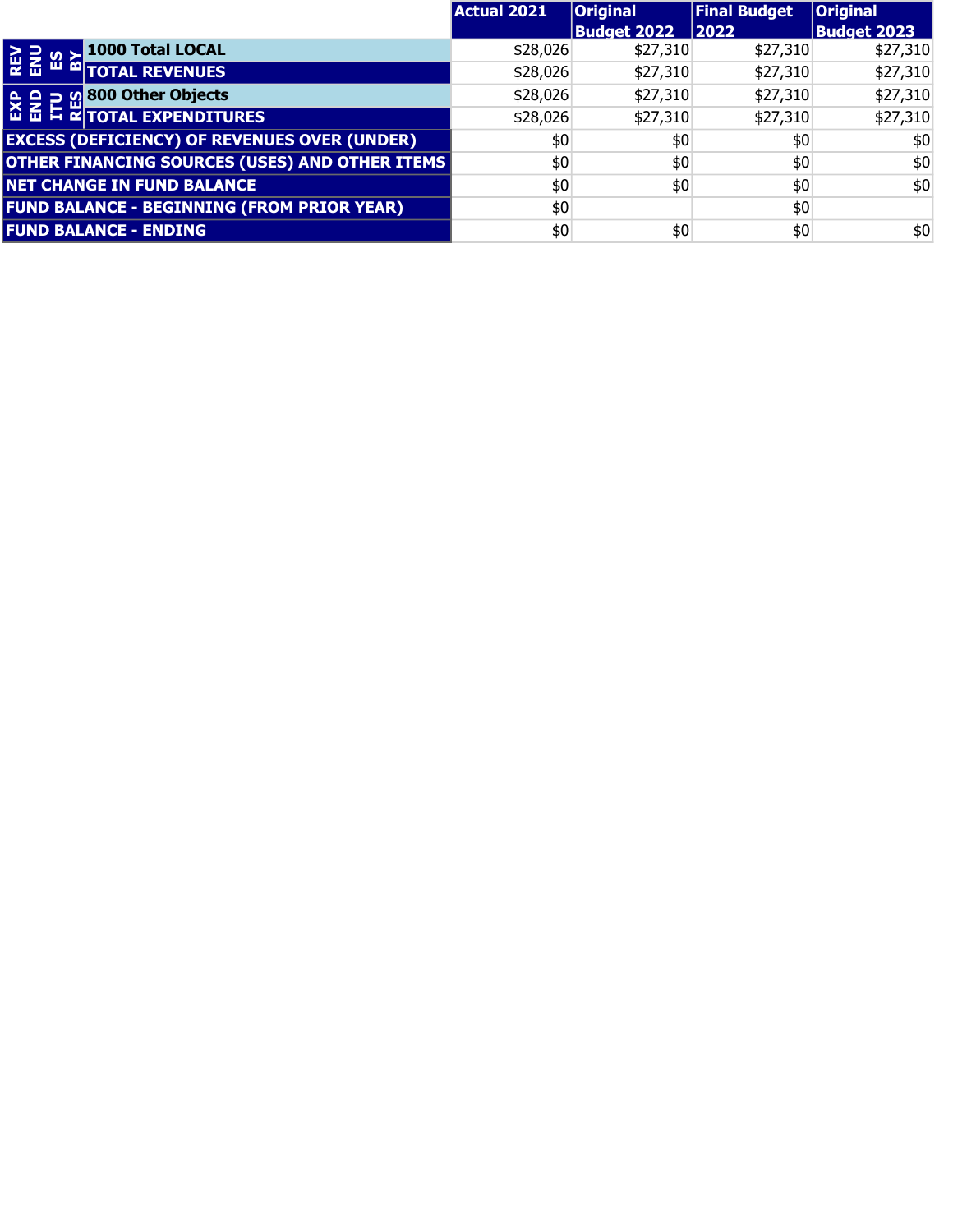| | | Actual 2021 | Original Budget 2022 | Final Budget 2022 | Original Budget 2023 |
|---|---|---|---|---|---|
| REVENUES BY | 1000 Total LOCAL | $28,026 | $27,310 | $27,310 | $27,310 |
| | TOTAL REVENUES | $28,026 | $27,310 | $27,310 | $27,310 |
| EXPENDITURES | 800 Other Objects | $28,026 | $27,310 | $27,310 | $27,310 |
| | TOTAL EXPENDITURES | $28,026 | $27,310 | $27,310 | $27,310 |
| EXCESS (DEFICIENCY) OF REVENUES OVER (UNDER) | | $0 | $0 | $0 | $0 |
| OTHER FINANCING SOURCES (USES) AND OTHER ITEMS | | $0 | $0 | $0 | $0 |
| NET CHANGE IN FUND BALANCE | | $0 | $0 | $0 | $0 |
| FUND BALANCE - BEGINNING (FROM PRIOR YEAR) | | $0 | | $0 | |
| FUND BALANCE - ENDING | | $0 | $0 | $0 | $0 |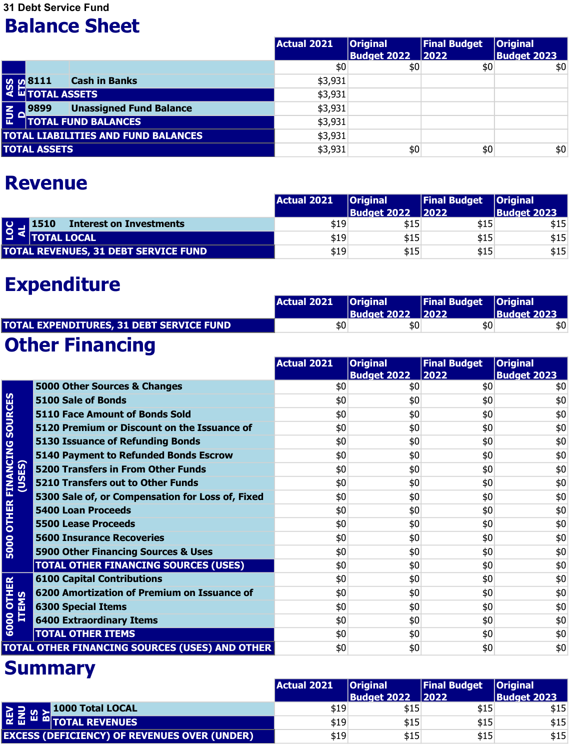31 Debt Service Fund

# Balance Sheet

| | | | Actual 2021 | Original Budget 2022 | Final Budget 2022 | Original Budget 2023 |
|---|---|---|---|---|---|---|
| | | | $0 | $0 | $0 | $0 |
| ASSETS | 8111 | Cash in Banks | $3,931 | | | |
| | TOTAL ASSETS | | $3,931 | | | |
| FUND | 9899 | Unassigned Fund Balance | $3,931 | | | |
| | TOTAL FUND BALANCES | | $3,931 | | | |
| TOTAL LIABILITIES AND FUND BALANCES | | | $3,931 | | | |
| TOTAL ASSETS | | | $3,931 | $0 | $0 | $0 |

# Revenue

| | | | Actual 2021 | Original Budget 2022 | Final Budget 2022 | Original Budget 2023 |
|---|---|---|---|---|---|---|
| LOCAL | 1510 | Interest on Investments | $19 | $15 | $15 | $15 |
| | TOTAL LOCAL | | $19 | $15 | $15 | $15 |
| TOTAL REVENUES, 31 DEBT SERVICE FUND | | | $19 | $15 | $15 | $15 |

# Expenditure

| | Actual 2021 | Original Budget 2022 | Final Budget 2022 | Original Budget 2023 |
|---|---|---|---|---|
| TOTAL EXPENDITURES, 31 DEBT SERVICE FUND | $0 | $0 | $0 | $0 |

# Other Financing

| | | Actual 2021 | Original Budget 2022 | Final Budget 2022 | Original Budget 2023 |
|---|---|---|---|---|---|
| 5000 OTHER FINANCING SOURCES (USES) | 5000 Other Sources & Changes | $0 | $0 | $0 | $0 |
| | 5100 Sale of Bonds | $0 | $0 | $0 | $0 |
| | 5110 Face Amount of Bonds Sold | $0 | $0 | $0 | $0 |
| | 5120 Premium or Discount on the Issuance of | $0 | $0 | $0 | $0 |
| | 5130 Issuance of Refunding Bonds | $0 | $0 | $0 | $0 |
| | 5140 Payment to Refunded Bonds Escrow | $0 | $0 | $0 | $0 |
| | 5200 Transfers in From Other Funds | $0 | $0 | $0 | $0 |
| | 5210 Transfers out to Other Funds | $0 | $0 | $0 | $0 |
| | 5300 Sale of, or Compensation for Loss of, Fixed | $0 | $0 | $0 | $0 |
| | 5400 Loan Proceeds | $0 | $0 | $0 | $0 |
| | 5500 Lease Proceeds | $0 | $0 | $0 | $0 |
| | 5600 Insurance Recoveries | $0 | $0 | $0 | $0 |
| | 5900 Other Financing Sources & Uses | $0 | $0 | $0 | $0 |
| | TOTAL OTHER FINANCING SOURCES (USES) | $0 | $0 | $0 | $0 |
| 6000 OTHER ITEMS | 6100 Capital Contributions | $0 | $0 | $0 | $0 |
| | 6200 Amortization of Premium on Issuance of | $0 | $0 | $0 | $0 |
| | 6300 Special Items | $0 | $0 | $0 | $0 |
| | 6400 Extraordinary Items | $0 | $0 | $0 | $0 |
| | TOTAL OTHER ITEMS | $0 | $0 | $0 | $0 |
| TOTAL OTHER FINANCING SOURCES (USES) AND OTHER | | $0 | $0 | $0 | $0 |

# Summary

| | | Actual 2021 | Original Budget 2022 | Final Budget 2022 | Original Budget 2023 |
|---|---|---|---|---|---|
| REVENUES BY | 1000 Total LOCAL | $19 | $15 | $15 | $15 |
| | TOTAL REVENUES | $19 | $15 | $15 | $15 |
| EXCESS (DEFICIENCY) OF REVENUES OVER (UNDER) | | $19 | $15 | $15 | $15 |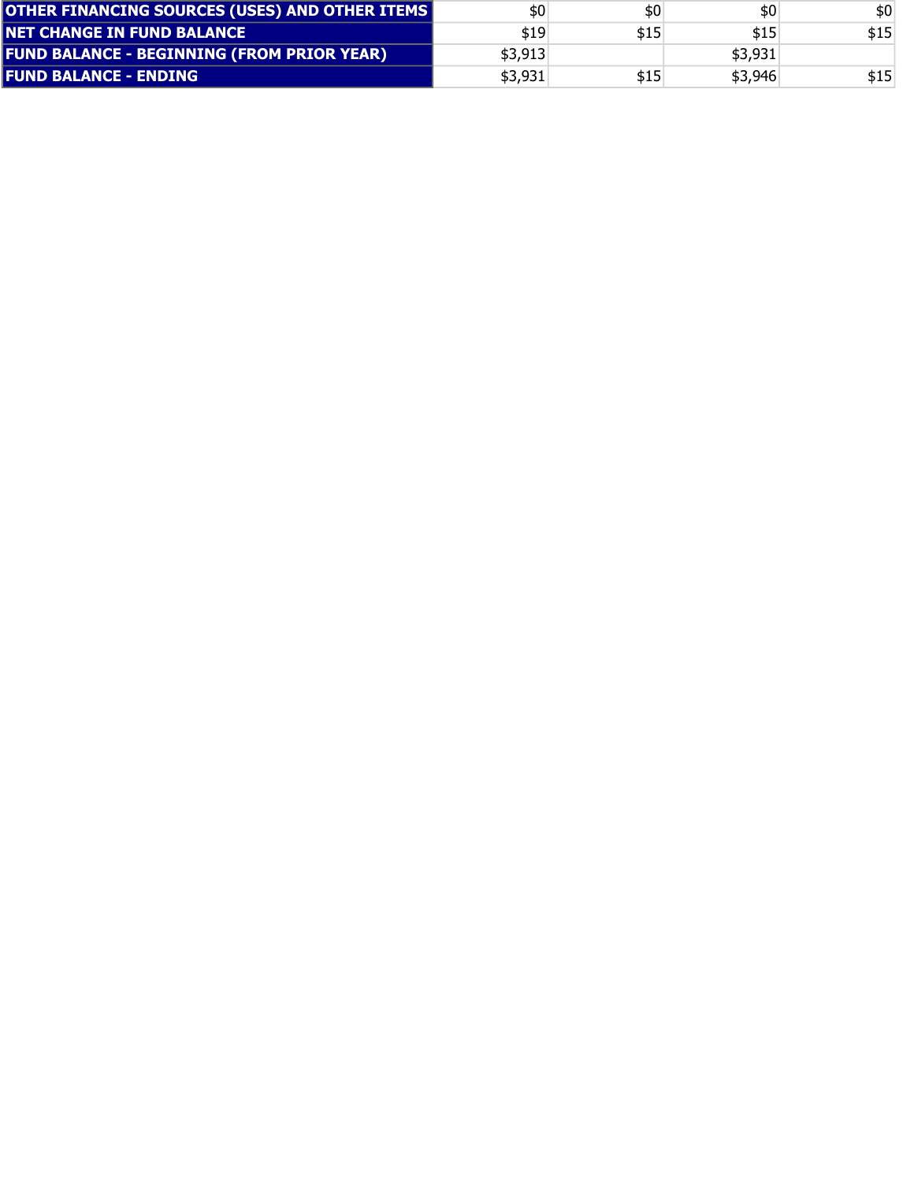| | | | | |
|---|---|---|---|---|
| **OTHER FINANCING SOURCES (USES) AND OTHER ITEMS** | $0 | $0 | $0 | $0 |
| **NET CHANGE IN FUND BALANCE** | $19 | $15 | $15 | $15 |
| **FUND BALANCE - BEGINNING (FROM PRIOR YEAR)** | $3,913 | | $3,931 | |
| **FUND BALANCE - ENDING** | $3,931 | $15 | $3,946 | $15 |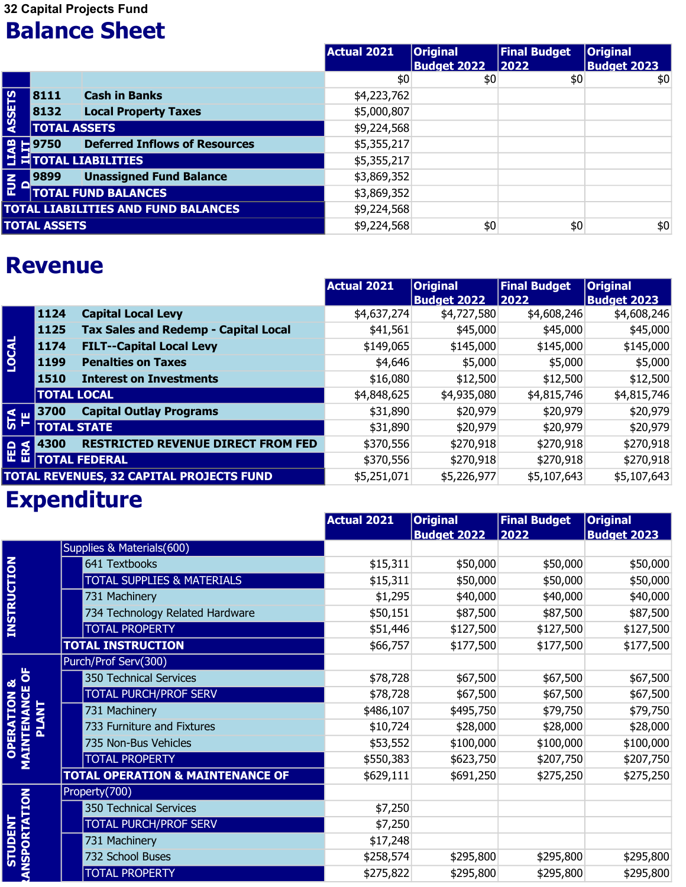32 Capital Projects Fund

# Balance Sheet

| | | | Actual 2021 | Original Budget 2022 | Final Budget 2022 | Original Budget 2023 |
|---|---|---|---|---|---|---|
| | | | $0 | $0 | $0 | $0 |
| ASSETS | 8111 | Cash in Banks | $4,223,762 | | | |
| | 8132 | Local Property Taxes | $5,000,807 | | | |
| | TOTAL ASSETS | | $9,224,568 | | | |
| LIABILITIES | 9750 | Deferred Inflows of Resources | $5,355,217 | | | |
| | TOTAL LIABILITIES | | $5,355,217 | | | |
| FUND | 9899 | Unassigned Fund Balance | $3,869,352 | | | |
| | TOTAL FUND BALANCES | | $3,869,352 | | | |
| TOTAL LIABILITIES AND FUND BALANCES | | | $9,224,568 | | | |
| TOTAL ASSETS | | | $9,224,568 | $0 | $0 | $0 |

# Revenue

| | | | Actual 2021 | Original Budget 2022 | Final Budget 2022 | Original Budget 2023 |
|---|---|---|---|---|---|---|
| LOCAL | 1124 | Capital Local Levy | $4,637,274 | $4,727,580 | $4,608,246 | $4,608,246 |
| | 1125 | Tax Sales and Redemp - Capital Local | $41,561 | $45,000 | $45,000 | $45,000 |
| | 1174 | FILT--Capital Local Levy | $149,065 | $145,000 | $145,000 | $145,000 |
| | 1199 | Penalties on Taxes | $4,646 | $5,000 | $5,000 | $5,000 |
| | 1510 | Interest on Investments | $16,080 | $12,500 | $12,500 | $12,500 |
| | TOTAL LOCAL | | $4,848,625 | $4,935,080 | $4,815,746 | $4,815,746 |
| STATE | 3700 | Capital Outlay Programs | $31,890 | $20,979 | $20,979 | $20,979 |
| | TOTAL STATE | | $31,890 | $20,979 | $20,979 | $20,979 |
| FEDERAL | 4300 | RESTRICTED REVENUE DIRECT FROM FED | $370,556 | $270,918 | $270,918 | $270,918 |
| | TOTAL FEDERAL | | $370,556 | $270,918 | $270,918 | $270,918 |
| TOTAL REVENUES, 32 CAPITAL PROJECTS FUND | | | $5,251,071 | $5,226,977 | $5,107,643 | $5,107,643 |

# Expenditure

| | | | Actual 2021 | Original Budget 2022 | Final Budget 2022 | Original Budget 2023 |
|---|---|---|---|---|---|---|
| INSTRUCTION | Supplies & Materials(600) | | | | | |
| | | 641 Textbooks | $15,311 | $50,000 | $50,000 | $50,000 |
| | | TOTAL SUPPLIES & MATERIALS | $15,311 | $50,000 | $50,000 | $50,000 |
| | | 731 Machinery | $1,295 | $40,000 | $40,000 | $40,000 |
| | | 734 Technology Related Hardware | $50,151 | $87,500 | $87,500 | $87,500 |
| | | TOTAL PROPERTY | $51,446 | $127,500 | $127,500 | $127,500 |
| | TOTAL INSTRUCTION | | $66,757 | $177,500 | $177,500 | $177,500 |
| OPERATION & MAINTENANCE OF PLANT | Purch/Prof Serv(300) | | | | | |
| | | 350 Technical Services | $78,728 | $67,500 | $67,500 | $67,500 |
| | | TOTAL PURCH/PROF SERV | $78,728 | $67,500 | $67,500 | $67,500 |
| | | 731 Machinery | $486,107 | $495,750 | $79,750 | $79,750 |
| | | 733 Furniture and Fixtures | $10,724 | $28,000 | $28,000 | $28,000 |
| | | 735 Non-Bus Vehicles | $53,552 | $100,000 | $100,000 | $100,000 |
| | | TOTAL PROPERTY | $550,383 | $623,750 | $207,750 | $207,750 |
| | TOTAL OPERATION & MAINTENANCE OF | | $629,111 | $691,250 | $275,250 | $275,250 |
| STUDENT TRANSPORTATION | Property(700) | | | | | |
| | | 350 Technical Services | $7,250 | | | |
| | | TOTAL PURCH/PROF SERV | $7,250 | | | |
| | | 731 Machinery | $17,248 | | | |
| | | 732 School Buses | $258,574 | $295,800 | $295,800 | $295,800 |
| | | TOTAL PROPERTY | $275,822 | $295,800 | $295,800 | $295,800 |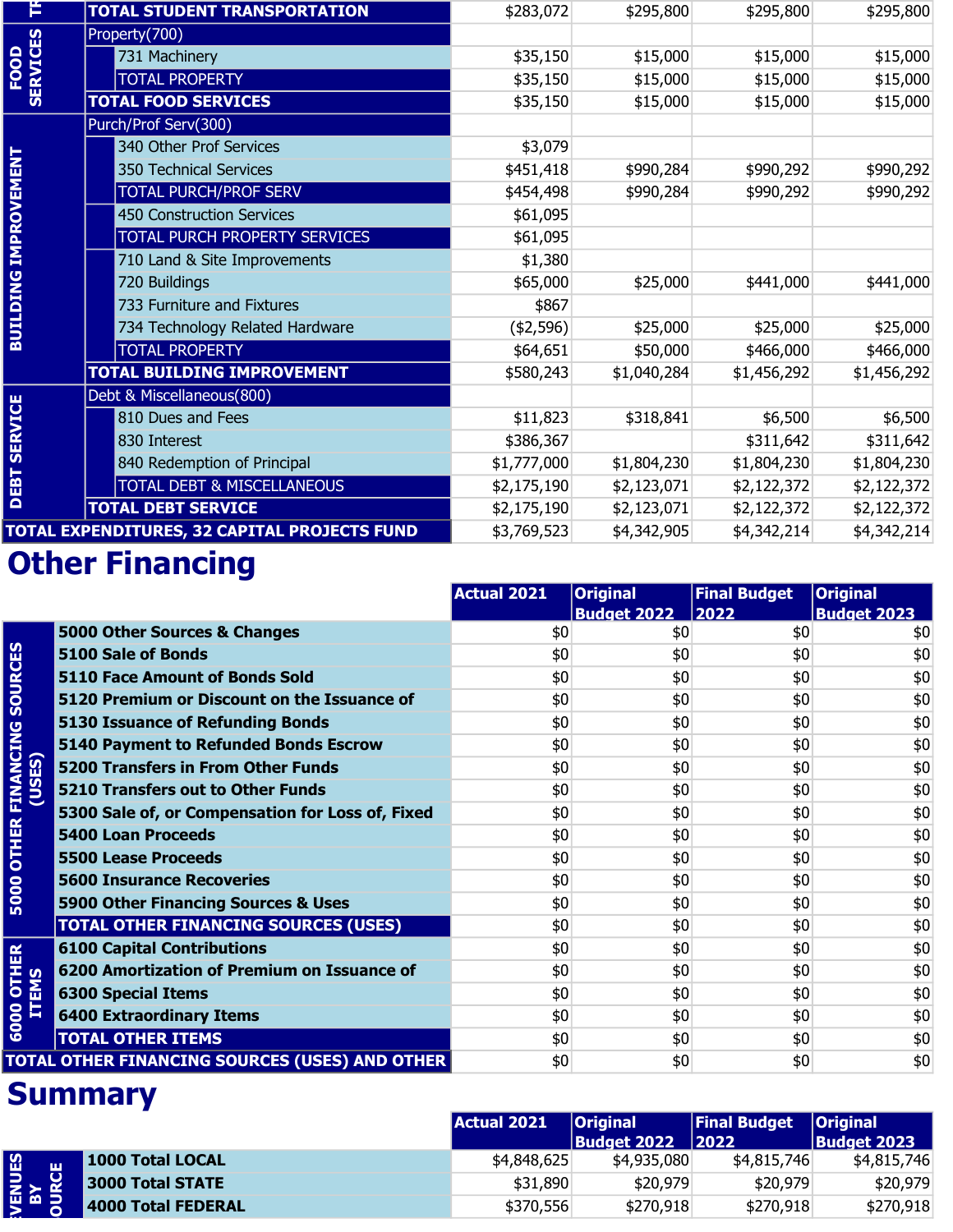| | | | Actual 2021 | Original Budget 2022 | Final Budget 2022 | Original Budget 2023 |
|---|---|---|---|---|---|---|
| TR | TOTAL STUDENT TRANSPORTATION | | $283,072 | $295,800 | $295,800 | $295,800 |
| FOOD SERVICES | Property(700) | | | | | |
| | | 731 Machinery | $35,150 | $15,000 | $15,000 | $15,000 |
| | | TOTAL PROPERTY | $35,150 | $15,000 | $15,000 | $15,000 |
| | TOTAL FOOD SERVICES | | $35,150 | $15,000 | $15,000 | $15,000 |
| BUILDING IMPROVEMENT | Purch/Prof Serv(300) | | | | | |
| | | 340 Other Prof Services | $3,079 | | | |
| | | 350 Technical Services | $451,418 | $990,284 | $990,292 | $990,292 |
| | | TOTAL PURCH/PROF SERV | $454,498 | $990,284 | $990,292 | $990,292 |
| | | 450 Construction Services | $61,095 | | | |
| | | TOTAL PURCH PROPERTY SERVICES | $61,095 | | | |
| | | 710 Land & Site Improvements | $1,380 | | | |
| | | 720 Buildings | $65,000 | $25,000 | $441,000 | $441,000 |
| | | 733 Furniture and Fixtures | $867 | | | |
| | | 734 Technology Related Hardware | ($2,596) | $25,000 | $25,000 | $25,000 |
| | | TOTAL PROPERTY | $64,651 | $50,000 | $466,000 | $466,000 |
| | TOTAL BUILDING IMPROVEMENT | | $580,243 | $1,040,284 | $1,456,292 | $1,456,292 |
| DEBT SERVICE | Debt & Miscellaneous(800) | | | | | |
| | | 810 Dues and Fees | $11,823 | $318,841 | $6,500 | $6,500 |
| | | 830 Interest | $386,367 | | $311,642 | $311,642 |
| | | 840 Redemption of Principal | $1,777,000 | $1,804,230 | $1,804,230 | $1,804,230 |
| | | TOTAL DEBT & MISCELLANEOUS | $2,175,190 | $2,123,071 | $2,122,372 | $2,122,372 |
| | TOTAL DEBT SERVICE | | $2,175,190 | $2,123,071 | $2,122,372 | $2,122,372 |
| TOTAL EXPENDITURES, 32 CAPITAL PROJECTS FUND | | | $3,769,523 | $4,342,905 | $4,342,214 | $4,342,214 |

# Other Financing

| | | Actual 2021 | Original Budget 2022 | Final Budget 2022 | Original Budget 2023 |
|---|---|---|---|---|---|
| 5000 OTHER FINANCING SOURCES (USES) | **5000 Other Sources & Changes** | $0 | $0 | $0 | $0 |
| | **5100 Sale of Bonds** | $0 | $0 | $0 | $0 |
| | **5110 Face Amount of Bonds Sold** | $0 | $0 | $0 | $0 |
| | **5120 Premium or Discount on the Issuance of** | $0 | $0 | $0 | $0 |
| | **5130 Issuance of Refunding Bonds** | $0 | $0 | $0 | $0 |
| | **5140 Payment to Refunded Bonds Escrow** | $0 | $0 | $0 | $0 |
| | **5200 Transfers in From Other Funds** | $0 | $0 | $0 | $0 |
| | **5210 Transfers out to Other Funds** | $0 | $0 | $0 | $0 |
| | **5300 Sale of, or Compensation for Loss of, Fixed** | $0 | $0 | $0 | $0 |
| | **5400 Loan Proceeds** | $0 | $0 | $0 | $0 |
| | **5500 Lease Proceeds** | $0 | $0 | $0 | $0 |
| | **5600 Insurance Recoveries** | $0 | $0 | $0 | $0 |
| | **5900 Other Financing Sources & Uses** | $0 | $0 | $0 | $0 |
| | **TOTAL OTHER FINANCING SOURCES (USES)** | $0 | $0 | $0 | $0 |
| 6000 OTHER ITEMS | **6100 Capital Contributions** | $0 | $0 | $0 | $0 |
| | **6200 Amortization of Premium on Issuance of** | $0 | $0 | $0 | $0 |
| | **6300 Special Items** | $0 | $0 | $0 | $0 |
| | **6400 Extraordinary Items** | $0 | $0 | $0 | $0 |
| | **TOTAL OTHER ITEMS** | $0 | $0 | $0 | $0 |
| **TOTAL OTHER FINANCING SOURCES (USES) AND OTHER** | | $0 | $0 | $0 | $0 |

# Summary

| | | Actual 2021 | Original Budget 2022 | Final Budget 2022 | Original Budget 2023 |
|---|---|---|---|---|---|
| REVENUES BY SOURCE | **1000 Total LOCAL** | $4,848,625 | $4,935,080 | $4,815,746 | $4,815,746 |
| | **3000 Total STATE** | $31,890 | $20,979 | $20,979 | $20,979 |
| | **4000 Total FEDERAL** | $370,556 | $270,918 | $270,918 | $270,918 |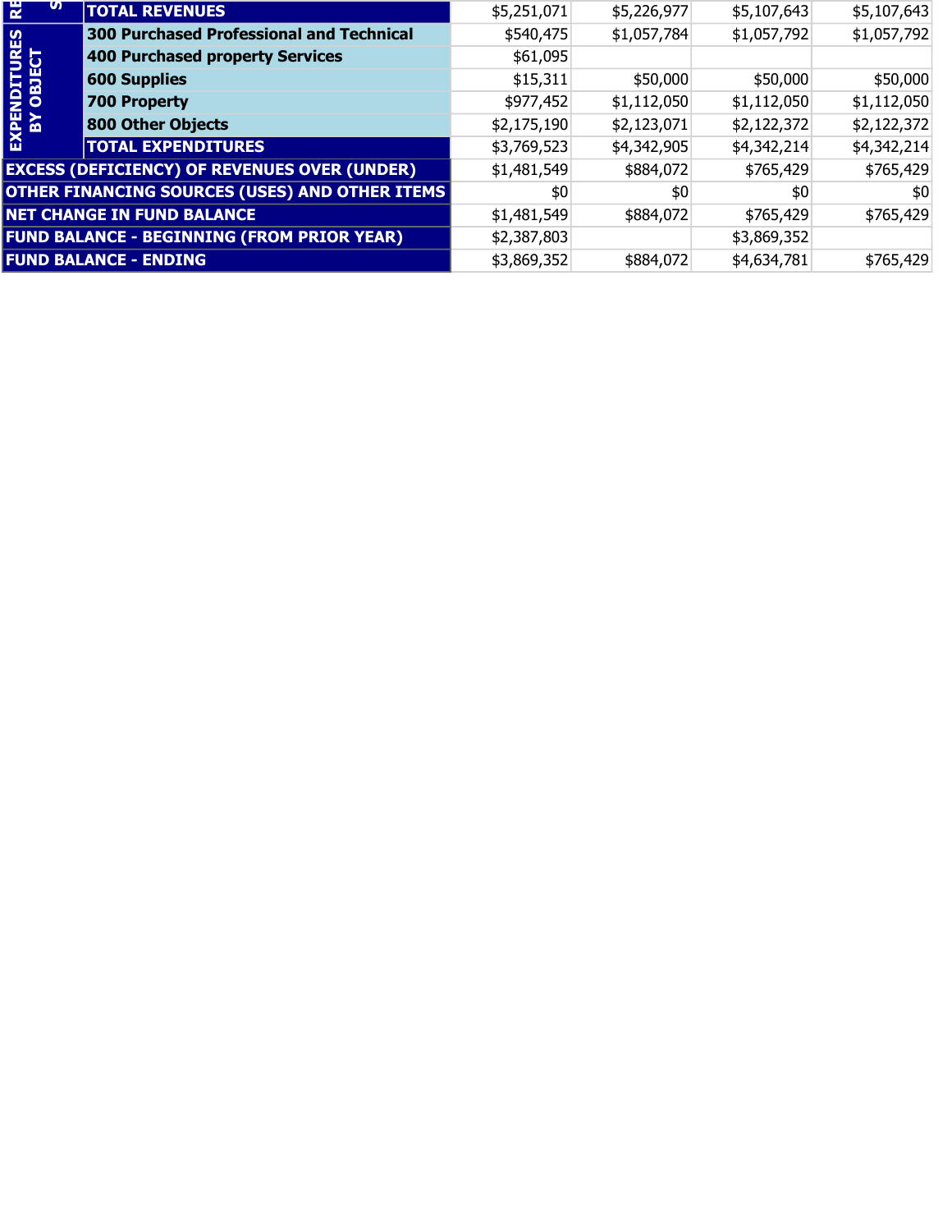| | | | | | |
|---|---|---|---|---|---|
| REVENUES | TOTAL REVENUES | $5,251,071 | $5,226,977 | $5,107,643 | $5,107,643 |
| EXPENDITURES BY OBJECT | 300 Purchased Professional and Technical | $540,475 | $1,057,784 | $1,057,792 | $1,057,792 |
| | 400 Purchased property Services | $61,095 | | | |
| | 600 Supplies | $15,311 | $50,000 | $50,000 | $50,000 |
| | 700 Property | $977,452 | $1,112,050 | $1,112,050 | $1,112,050 |
| | 800 Other Objects | $2,175,190 | $2,123,071 | $2,122,372 | $2,122,372 |
| | TOTAL EXPENDITURES | $3,769,523 | $4,342,905 | $4,342,214 | $4,342,214 |
| EXCESS (DEFICIENCY) OF REVENUES OVER (UNDER) | | $1,481,549 | $884,072 | $765,429 | $765,429 |
| OTHER FINANCING SOURCES (USES) AND OTHER ITEMS | | $0 | $0 | $0 | $0 |
| NET CHANGE IN FUND BALANCE | | $1,481,549 | $884,072 | $765,429 | $765,429 |
| FUND BALANCE - BEGINNING (FROM PRIOR YEAR) | | $2,387,803 | | $3,869,352 | |
| FUND BALANCE - ENDING | | $3,869,352 | $884,072 | $4,634,781 | $765,429 |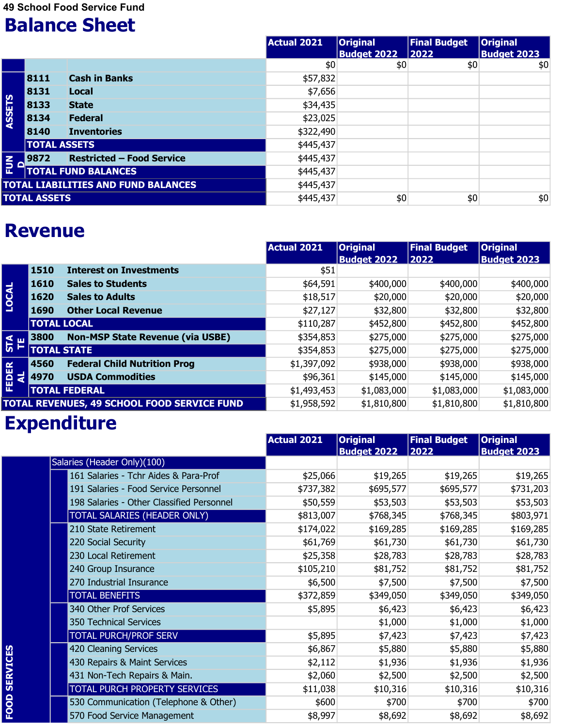49 School Food Service Fund

# Balance Sheet

| | | | Actual 2021 | Original Budget 2022 | Final Budget 2022 | Original Budget 2023 |
|---|---|---|---|---|---|---|
| | | | $0 | $0 | $0 | $0 |
| ASSETS | 8111 | Cash in Banks | $57,832 | | | |
| | 8131 | Local | $7,656 | | | |
| | 8133 | State | $34,435 | | | |
| | 8134 | Federal | $23,025 | | | |
| | 8140 | Inventories | $322,490 | | | |
| | TOTAL ASSETS | | $445,437 | | | |
| FUND | 9872 | Restricted – Food Service | $445,437 | | | |
| | TOTAL FUND BALANCES | | $445,437 | | | |
| TOTAL LIABILITIES AND FUND BALANCES | | | $445,437 | | | |
| TOTAL ASSETS | | | $445,437 | $0 | $0 | $0 |

# Revenue

| | | | Actual 2021 | Original Budget 2022 | Final Budget 2022 | Original Budget 2023 |
|---|---|---|---|---|---|---|
| LOCAL | 1510 | Interest on Investments | $51 | | | |
| | 1610 | Sales to Students | $64,591 | $400,000 | $400,000 | $400,000 |
| | 1620 | Sales to Adults | $18,517 | $20,000 | $20,000 | $20,000 |
| | 1690 | Other Local Revenue | $27,127 | $32,800 | $32,800 | $32,800 |
| | TOTAL LOCAL | | $110,287 | $452,800 | $452,800 | $452,800 |
| STATE | 3800 | Non-MSP State Revenue (via USBE) | $354,853 | $275,000 | $275,000 | $275,000 |
| | TOTAL STATE | | $354,853 | $275,000 | $275,000 | $275,000 |
| FEDERAL | 4560 | Federal Child Nutrition Prog | $1,397,092 | $938,000 | $938,000 | $938,000 |
| | 4970 | USDA Commodities | $96,361 | $145,000 | $145,000 | $145,000 |
| | TOTAL FEDERAL | | $1,493,453 | $1,083,000 | $1,083,000 | $1,083,000 |
| TOTAL REVENUES, 49 SCHOOL FOOD SERVICE FUND | | | $1,958,592 | $1,810,800 | $1,810,800 | $1,810,800 |

# Expenditure

| | | Actual 2021 | Original Budget 2022 | Final Budget 2022 | Original Budget 2023 |
|---|---|---|---|---|---|
| FOOD SERVICES | Salaries (Header Only)(100) | | | | |
| | 161 Salaries - Tchr Aides & Para-Prof | $25,066 | $19,265 | $19,265 | $19,265 |
| | 191 Salaries - Food Service Personnel | $737,382 | $695,577 | $695,577 | $731,203 |
| | 198 Salaries - Other Classified Personnel | $50,559 | $53,503 | $53,503 | $53,503 |
| | TOTAL SALARIES (HEADER ONLY) | $813,007 | $768,345 | $768,345 | $803,971 |
| | 210 State Retirement | $174,022 | $169,285 | $169,285 | $169,285 |
| | 220 Social Security | $61,769 | $61,730 | $61,730 | $61,730 |
| | 230 Local Retirement | $25,358 | $28,783 | $28,783 | $28,783 |
| | 240 Group Insurance | $105,210 | $81,752 | $81,752 | $81,752 |
| | 270 Industrial Insurance | $6,500 | $7,500 | $7,500 | $7,500 |
| | TOTAL BENEFITS | $372,859 | $349,050 | $349,050 | $349,050 |
| | 340 Other Prof Services | $5,895 | $6,423 | $6,423 | $6,423 |
| | 350 Technical Services | | $1,000 | $1,000 | $1,000 |
| | TOTAL PURCH/PROF SERV | $5,895 | $7,423 | $7,423 | $7,423 |
| | 420 Cleaning Services | $6,867 | $5,880 | $5,880 | $5,880 |
| | 430 Repairs & Maint Services | $2,112 | $1,936 | $1,936 | $1,936 |
| | 431 Non-Tech Repairs & Main. | $2,060 | $2,500 | $2,500 | $2,500 |
| | TOTAL PURCH PROPERTY SERVICES | $11,038 | $10,316 | $10,316 | $10,316 |
| | 530 Communication (Telephone & Other) | $600 | $700 | $700 | $700 |
| | 570 Food Service Management | $8,997 | $8,692 | $8,692 | $8,692 |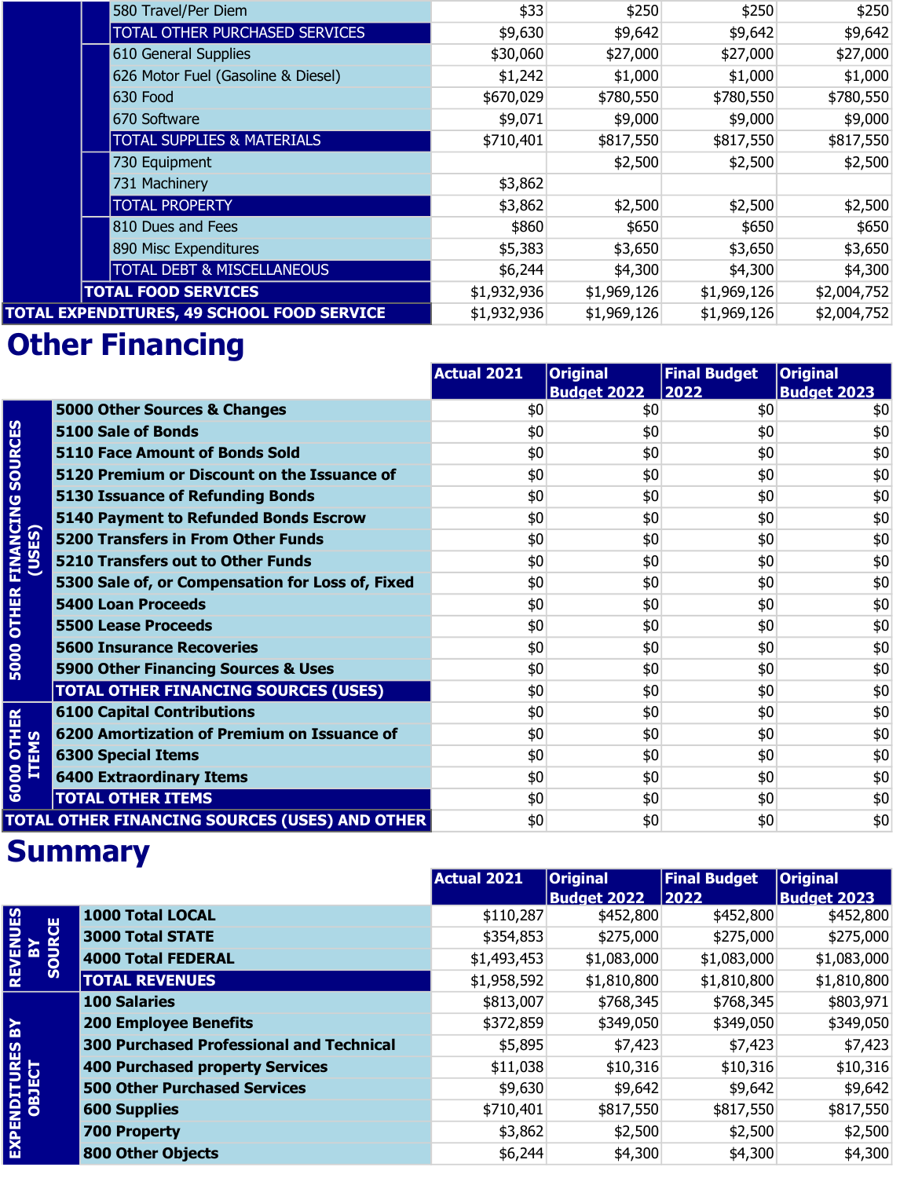| | Actual 2021 | Original Budget 2022 | Final Budget 2022 | Original Budget 2023 |
|---|---|---|---|---|
| 580 Travel/Per Diem | $33 | $250 | $250 | $250 |
| TOTAL OTHER PURCHASED SERVICES | $9,630 | $9,642 | $9,642 | $9,642 |
| 610 General Supplies | $30,060 | $27,000 | $27,000 | $27,000 |
| 626 Motor Fuel (Gasoline & Diesel) | $1,242 | $1,000 | $1,000 | $1,000 |
| 630 Food | $670,029 | $780,550 | $780,550 | $780,550 |
| 670 Software | $9,071 | $9,000 | $9,000 | $9,000 |
| TOTAL SUPPLIES & MATERIALS | $710,401 | $817,550 | $817,550 | $817,550 |
| 730 Equipment | | $2,500 | $2,500 | $2,500 |
| 731 Machinery | $3,862 | | | |
| TOTAL PROPERTY | $3,862 | $2,500 | $2,500 | $2,500 |
| 810 Dues and Fees | $860 | $650 | $650 | $650 |
| 890 Misc Expenditures | $5,383 | $3,650 | $3,650 | $3,650 |
| TOTAL DEBT & MISCELLANEOUS | $6,244 | $4,300 | $4,300 | $4,300 |
| **TOTAL FOOD SERVICES** | $1,932,936 | $1,969,126 | $1,969,126 | $2,004,752 |
| **TOTAL EXPENDITURES, 49 SCHOOL FOOD SERVICE** | $1,932,936 | $1,969,126 | $1,969,126 | $2,004,752 |

# Other Financing

| | | Actual 2021 | Original Budget 2022 | Final Budget 2022 | Original Budget 2023 |
|---|---|---|---|---|---|
| 5000 OTHER FINANCING SOURCES (USES) | **5000 Other Sources & Changes** | $0 | $0 | $0 | $0 |
| | **5100 Sale of Bonds** | $0 | $0 | $0 | $0 |
| | **5110 Face Amount of Bonds Sold** | $0 | $0 | $0 | $0 |
| | **5120 Premium or Discount on the Issuance of** | $0 | $0 | $0 | $0 |
| | **5130 Issuance of Refunding Bonds** | $0 | $0 | $0 | $0 |
| | **5140 Payment to Refunded Bonds Escrow** | $0 | $0 | $0 | $0 |
| | **5200 Transfers in From Other Funds** | $0 | $0 | $0 | $0 |
| | **5210 Transfers out to Other Funds** | $0 | $0 | $0 | $0 |
| | **5300 Sale of, or Compensation for Loss of, Fixed** | $0 | $0 | $0 | $0 |
| | **5400 Loan Proceeds** | $0 | $0 | $0 | $0 |
| | **5500 Lease Proceeds** | $0 | $0 | $0 | $0 |
| | **5600 Insurance Recoveries** | $0 | $0 | $0 | $0 |
| | **5900 Other Financing Sources & Uses** | $0 | $0 | $0 | $0 |
| | **TOTAL OTHER FINANCING SOURCES (USES)** | $0 | $0 | $0 | $0 |
| 6000 OTHER ITEMS | **6100 Capital Contributions** | $0 | $0 | $0 | $0 |
| | **6200 Amortization of Premium on Issuance of** | $0 | $0 | $0 | $0 |
| | **6300 Special Items** | $0 | $0 | $0 | $0 |
| | **6400 Extraordinary Items** | $0 | $0 | $0 | $0 |
| | **TOTAL OTHER ITEMS** | $0 | $0 | $0 | $0 |
| **TOTAL OTHER FINANCING SOURCES (USES) AND OTHER** | | $0 | $0 | $0 | $0 |

# Summary

| | | Actual 2021 | Original Budget 2022 | Final Budget 2022 | Original Budget 2023 |
|---|---|---|---|---|---|
| REVENUES BY SOURCE | **1000 Total LOCAL** | $110,287 | $452,800 | $452,800 | $452,800 |
| | **3000 Total STATE** | $354,853 | $275,000 | $275,000 | $275,000 |
| | **4000 Total FEDERAL** | $1,493,453 | $1,083,000 | $1,083,000 | $1,083,000 |
| | **TOTAL REVENUES** | $1,958,592 | $1,810,800 | $1,810,800 | $1,810,800 |
| EXPENDITURES BY OBJECT | **100 Salaries** | $813,007 | $768,345 | $768,345 | $803,971 |
| | **200 Employee Benefits** | $372,859 | $349,050 | $349,050 | $349,050 |
| | **300 Purchased Professional and Technical** | $5,895 | $7,423 | $7,423 | $7,423 |
| | **400 Purchased property Services** | $11,038 | $10,316 | $10,316 | $10,316 |
| | **500 Other Purchased Services** | $9,630 | $9,642 | $9,642 | $9,642 |
| | **600 Supplies** | $710,401 | $817,550 | $817,550 | $817,550 |
| | **700 Property** | $3,862 | $2,500 | $2,500 | $2,500 |
| | **800 Other Objects** | $6,244 | $4,300 | $4,300 | $4,300 |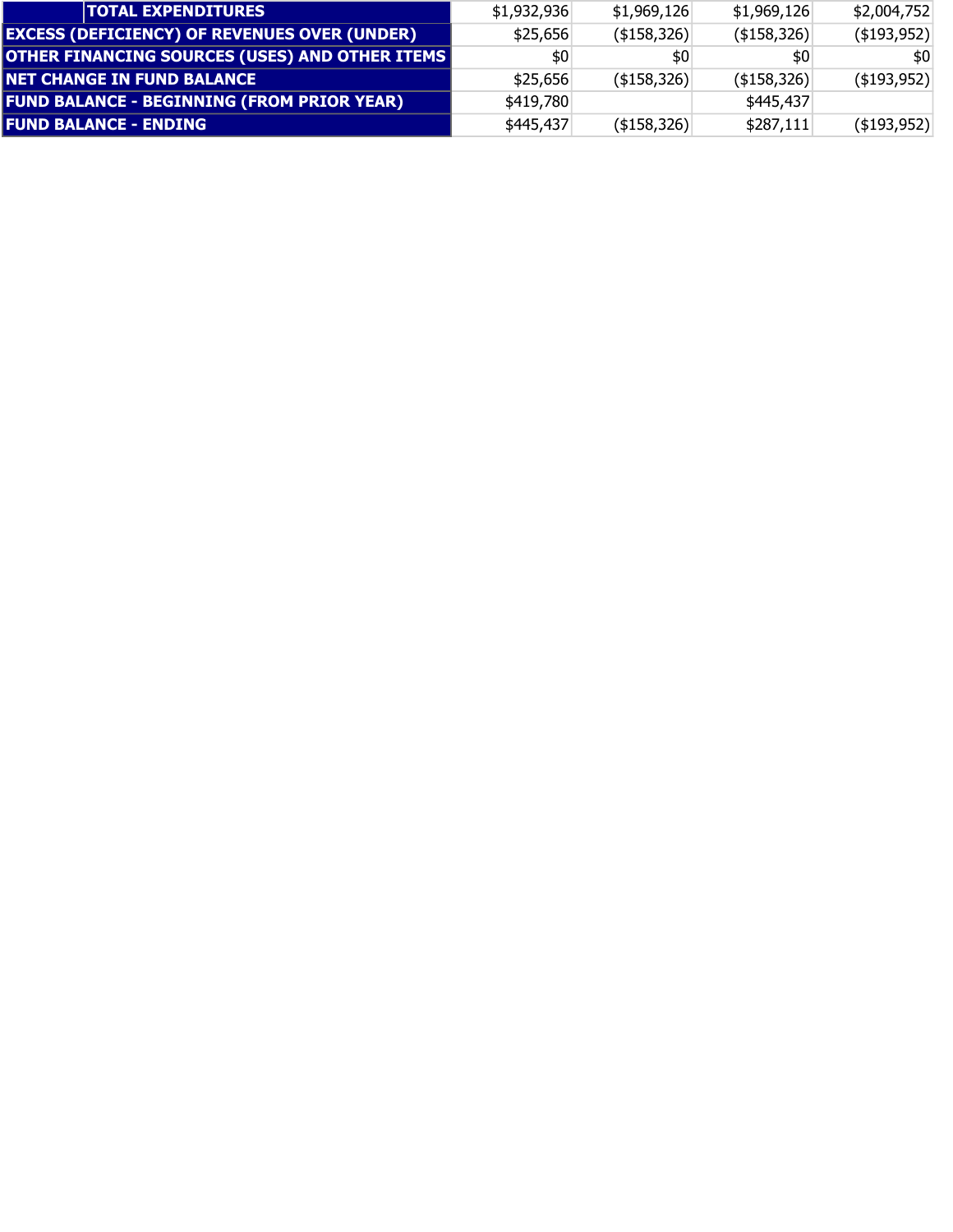| | | | | |
|---|---|---|---|---|
| TOTAL EXPENDITURES | $1,932,936 | $1,969,126 | $1,969,126 | $2,004,752 |
| EXCESS (DEFICIENCY) OF REVENUES OVER (UNDER) | $25,656 | ($158,326) | ($158,326) | ($193,952) |
| OTHER FINANCING SOURCES (USES) AND OTHER ITEMS | $0 | $0 | $0 | $0 |
| NET CHANGE IN FUND BALANCE | $25,656 | ($158,326) | ($158,326) | ($193,952) |
| FUND BALANCE - BEGINNING (FROM PRIOR YEAR) | $419,780 | | $445,437 | |
| FUND BALANCE - ENDING | $445,437 | ($158,326) | $287,111 | ($193,952) |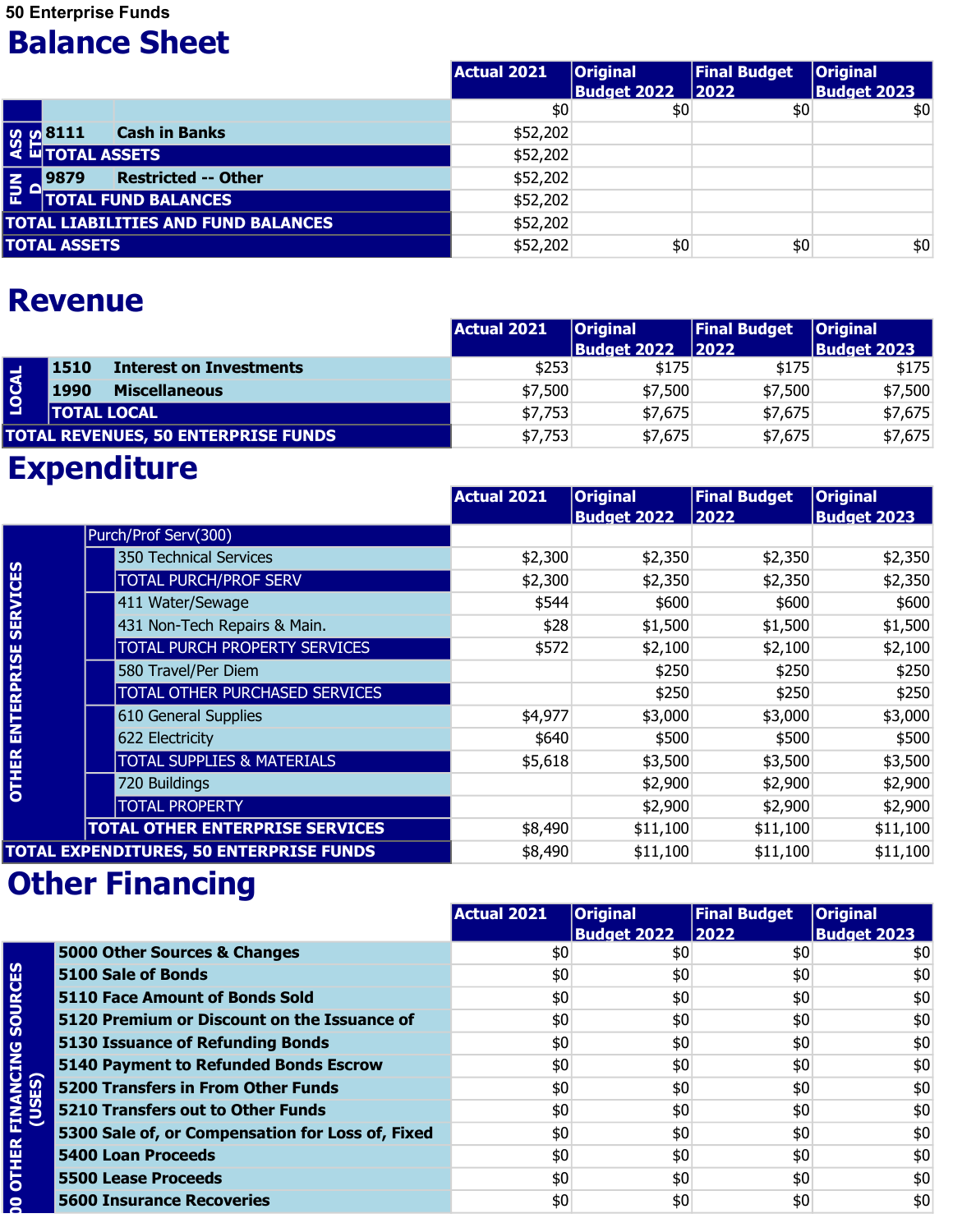50 Enterprise Funds

# Balance Sheet

| | | | Actual 2021 | Original Budget 2022 | Final Budget 2022 | Original Budget 2023 |
|---|---|---|---|---|---|---|
| | | | $0 | $0 | $0 | $0 |
| ASSETS | 8111 | Cash in Banks | $52,202 | | | |
| | TOTAL ASSETS | | $52,202 | | | |
| FUND | 9879 | Restricted -- Other | $52,202 | | | |
| | TOTAL FUND BALANCES | | $52,202 | | | |
| TOTAL LIABILITIES AND FUND BALANCES | | | $52,202 | | | |
| TOTAL ASSETS | | | $52,202 | $0 | $0 | $0 |

# Revenue

| | | | Actual 2021 | Original Budget 2022 | Final Budget 2022 | Original Budget 2023 |
|---|---|---|---|---|---|---|
| LOCAL | 1510 | Interest on Investments | $253 | $175 | $175 | $175 |
| | 1990 | Miscellaneous | $7,500 | $7,500 | $7,500 | $7,500 |
| | TOTAL LOCAL | | $7,753 | $7,675 | $7,675 | $7,675 |
| TOTAL REVENUES, 50 ENTERPRISE FUNDS | | | $7,753 | $7,675 | $7,675 | $7,675 |

# Expenditure

| | | Actual 2021 | Original Budget 2022 | Final Budget 2022 | Original Budget 2023 |
|---|---|---|---|---|---|
| OTHER ENTERPRISE SERVICES | Purch/Prof Serv(300) | | | | |
| | 350 Technical Services | $2,300 | $2,350 | $2,350 | $2,350 |
| | TOTAL PURCH/PROF SERV | $2,300 | $2,350 | $2,350 | $2,350 |
| | 411 Water/Sewage | $544 | $600 | $600 | $600 |
| | 431 Non-Tech Repairs & Main. | $28 | $1,500 | $1,500 | $1,500 |
| | TOTAL PURCH PROPERTY SERVICES | $572 | $2,100 | $2,100 | $2,100 |
| | 580 Travel/Per Diem | | $250 | $250 | $250 |
| | TOTAL OTHER PURCHASED SERVICES | | $250 | $250 | $250 |
| | 610 General Supplies | $4,977 | $3,000 | $3,000 | $3,000 |
| | 622 Electricity | $640 | $500 | $500 | $500 |
| | TOTAL SUPPLIES & MATERIALS | $5,618 | $3,500 | $3,500 | $3,500 |
| | 720 Buildings | | $2,900 | $2,900 | $2,900 |
| | TOTAL PROPERTY | | $2,900 | $2,900 | $2,900 |
| | TOTAL OTHER ENTERPRISE SERVICES | $8,490 | $11,100 | $11,100 | $11,100 |
| TOTAL EXPENDITURES, 50 ENTERPRISE FUNDS | | $8,490 | $11,100 | $11,100 | $11,100 |

# Other Financing

| | | Actual 2021 | Original Budget 2022 | Final Budget 2022 | Original Budget 2023 |
|---|---|---|---|---|---|
| 00 OTHER FINANCING SOURCES (USES) | 5000 Other Sources & Changes | $0 | $0 | $0 | $0 |
| | 5100 Sale of Bonds | $0 | $0 | $0 | $0 |
| | 5110 Face Amount of Bonds Sold | $0 | $0 | $0 | $0 |
| | 5120 Premium or Discount on the Issuance of | $0 | $0 | $0 | $0 |
| | 5130 Issuance of Refunding Bonds | $0 | $0 | $0 | $0 |
| | 5140 Payment to Refunded Bonds Escrow | $0 | $0 | $0 | $0 |
| | 5200 Transfers in From Other Funds | $0 | $0 | $0 | $0 |
| | 5210 Transfers out to Other Funds | $0 | $0 | $0 | $0 |
| | 5300 Sale of, or Compensation for Loss of, Fixed | $0 | $0 | $0 | $0 |
| | 5400 Loan Proceeds | $0 | $0 | $0 | $0 |
| | 5500 Lease Proceeds | $0 | $0 | $0 | $0 |
| | 5600 Insurance Recoveries | $0 | $0 | $0 | $0 |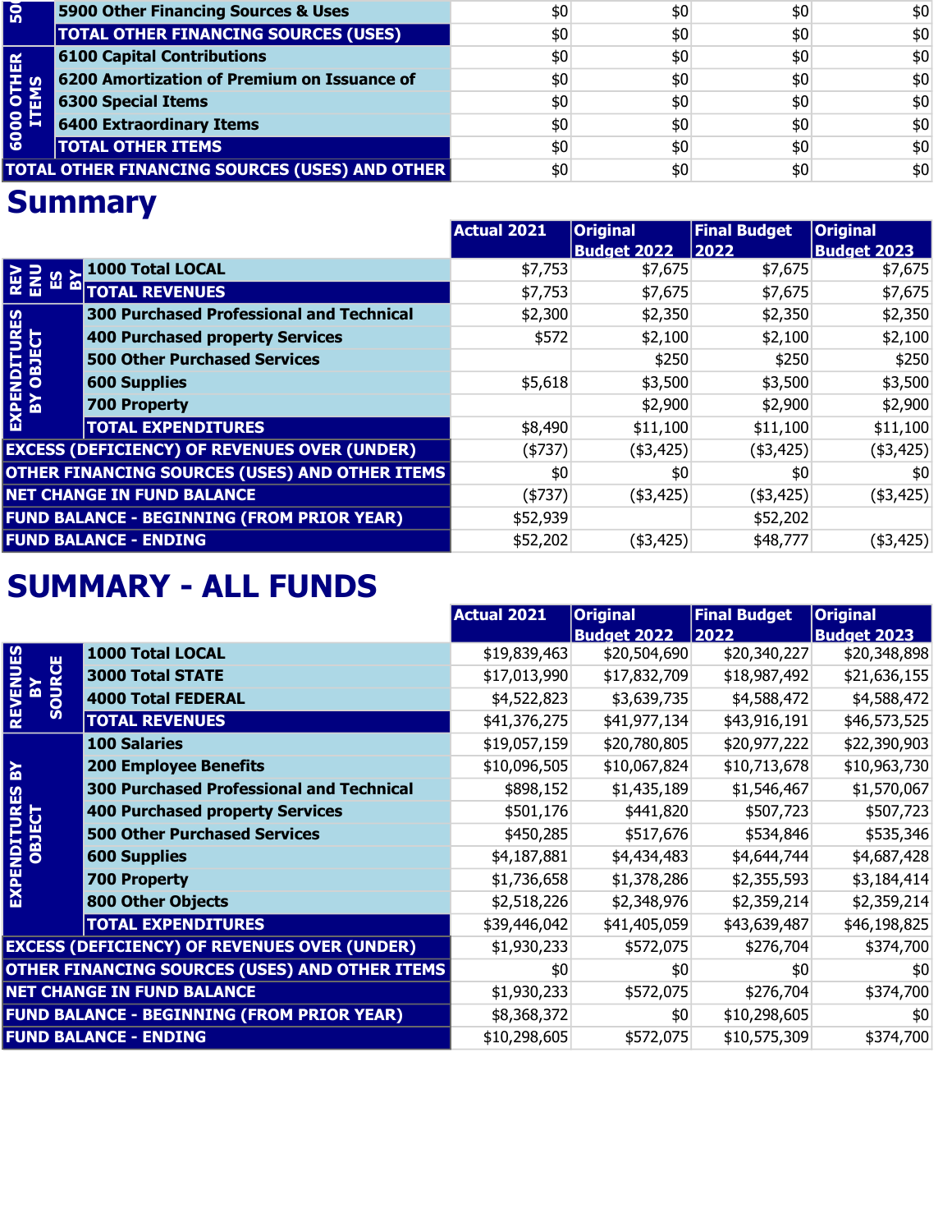| | | Actual 2021 | Original Budget 2022 | Final Budget 2022 | Original Budget 2023 |
|---|---|---|---|---|---|
| 50 | 5900 Other Financing Sources & Uses | $0 | $0 | $0 | $0 |
| | TOTAL OTHER FINANCING SOURCES (USES) | $0 | $0 | $0 | $0 |
| 6000 OTHER ITEMS | 6100 Capital Contributions | $0 | $0 | $0 | $0 |
| | 6200 Amortization of Premium on Issuance of | $0 | $0 | $0 | $0 |
| | 6300 Special Items | $0 | $0 | $0 | $0 |
| | 6400 Extraordinary Items | $0 | $0 | $0 | $0 |
| | TOTAL OTHER ITEMS | $0 | $0 | $0 | $0 |
| TOTAL OTHER FINANCING SOURCES (USES) AND OTHER | | $0 | $0 | $0 | $0 |

# Summary

| | | Actual 2021 | Original Budget 2022 | Final Budget 2022 | Original Budget 2023 |
|---|---|---|---|---|---|
| REVENUES BY | 1000 Total LOCAL | $7,753 | $7,675 | $7,675 | $7,675 |
| | TOTAL REVENUES | $7,753 | $7,675 | $7,675 | $7,675 |
| EXPENDITURES BY OBJECT | 300 Purchased Professional and Technical | $2,300 | $2,350 | $2,350 | $2,350 |
| | 400 Purchased property Services | $572 | $2,100 | $2,100 | $2,100 |
| | 500 Other Purchased Services | | $250 | $250 | $250 |
| | 600 Supplies | $5,618 | $3,500 | $3,500 | $3,500 |
| | 700 Property | | $2,900 | $2,900 | $2,900 |
| | TOTAL EXPENDITURES | $8,490 | $11,100 | $11,100 | $11,100 |
| EXCESS (DEFICIENCY) OF REVENUES OVER (UNDER) | | ($737) | ($3,425) | ($3,425) | ($3,425) |
| OTHER FINANCING SOURCES (USES) AND OTHER ITEMS | | $0 | $0 | $0 | $0 |
| NET CHANGE IN FUND BALANCE | | ($737) | ($3,425) | ($3,425) | ($3,425) |
| FUND BALANCE - BEGINNING (FROM PRIOR YEAR) | | $52,939 | | $52,202 | |
| FUND BALANCE - ENDING | | $52,202 | ($3,425) | $48,777 | ($3,425) |

# SUMMARY - ALL FUNDS

| | | Actual 2021 | Original Budget 2022 | Final Budget 2022 | Original Budget 2023 |
|---|---|---|---|---|---|
| REVENUES BY SOURCE | 1000 Total LOCAL | $19,839,463 | $20,504,690 | $20,340,227 | $20,348,898 |
| | 3000 Total STATE | $17,013,990 | $17,832,709 | $18,987,492 | $21,636,155 |
| | 4000 Total FEDERAL | $4,522,823 | $3,639,735 | $4,588,472 | $4,588,472 |
| | TOTAL REVENUES | $41,376,275 | $41,977,134 | $43,916,191 | $46,573,525 |
| EXPENDITURES BY OBJECT | 100 Salaries | $19,057,159 | $20,780,805 | $20,977,222 | $22,390,903 |
| | 200 Employee Benefits | $10,096,505 | $10,067,824 | $10,713,678 | $10,963,730 |
| | 300 Purchased Professional and Technical | $898,152 | $1,435,189 | $1,546,467 | $1,570,067 |
| | 400 Purchased property Services | $501,176 | $441,820 | $507,723 | $507,723 |
| | 500 Other Purchased Services | $450,285 | $517,676 | $534,846 | $535,346 |
| | 600 Supplies | $4,187,881 | $4,434,483 | $4,644,744 | $4,687,428 |
| | 700 Property | $1,736,658 | $1,378,286 | $2,355,593 | $3,184,414 |
| | 800 Other Objects | $2,518,226 | $2,348,976 | $2,359,214 | $2,359,214 |
| | TOTAL EXPENDITURES | $39,446,042 | $41,405,059 | $43,639,487 | $46,198,825 |
| EXCESS (DEFICIENCY) OF REVENUES OVER (UNDER) | | $1,930,233 | $572,075 | $276,704 | $374,700 |
| OTHER FINANCING SOURCES (USES) AND OTHER ITEMS | | $0 | $0 | $0 | $0 |
| NET CHANGE IN FUND BALANCE | | $1,930,233 | $572,075 | $276,704 | $374,700 |
| FUND BALANCE - BEGINNING (FROM PRIOR YEAR) | | $8,368,372 | $0 | $10,298,605 | $0 |
| FUND BALANCE - ENDING | | $10,298,605 | $572,075 | $10,575,309 | $374,700 |